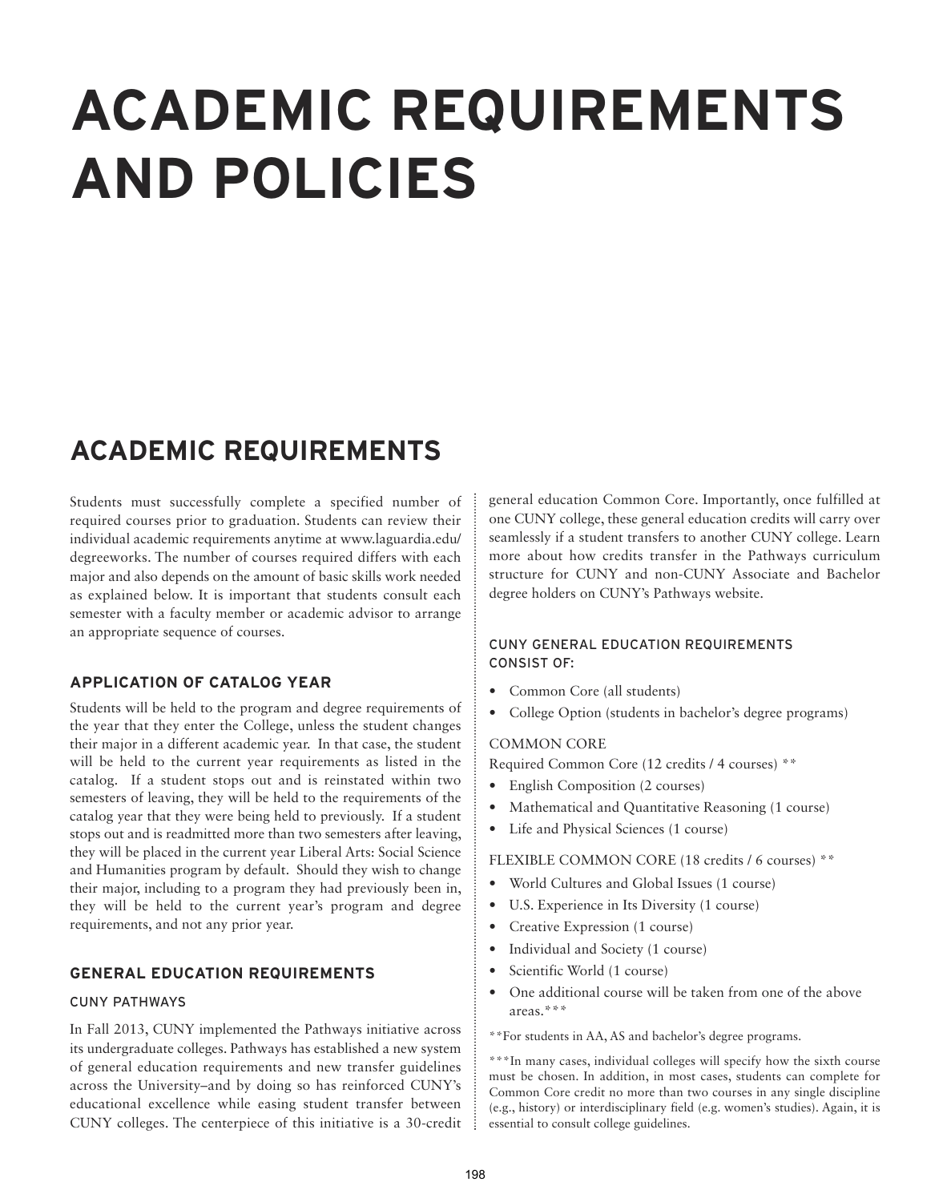# ACADEMIC REQUIREMENTS AND POLICIES

## ACADEMIC REQUIREMENTS

Students must successfully complete a specified number of required courses prior to graduation. Students can review their individual academic requirements anytime at www.laguardia.edu/degreeworks. The number of courses required differs with each major and also depends on the amount of basic skills work needed as explained below. It is important that students consult each semester with a faculty member or academic advisor to arrange an appropriate sequence of courses.

### APPLICATION OF CATALOG YEAR

Students will be held to the program and degree requirements of the year that they enter the College, unless the student changes their major in a different academic year. In that case, the student will be held to the current year requirements as listed in the catalog. If a student stops out and is reinstated within two semesters of leaving, they will be held to the requirements of the catalog year that they were being held to previously. If a student stops out and is readmitted more than two semesters after leaving, they will be placed in the current year Liberal Arts: Social Science and Humanities program by default. Should they wish to change their major, including to a program they had previously been in, they will be held to the current year's program and degree requirements, and not any prior year.

### GENERAL EDUCATION REQUIREMENTS

#### CUNY PATHWAYS

In Fall 2013, CUNY implemented the Pathways initiative across its undergraduate colleges. Pathways has established a new system of general education requirements and new transfer guidelines across the University–and by doing so has reinforced CUNY's educational excellence while easing student transfer between CUNY colleges. The centerpiece of this initiative is a 30-credit general education Common Core. Importantly, once fulfilled at one CUNY college, these general education credits will carry over seamlessly if a student transfers to another CUNY college. Learn more about how credits transfer in the Pathways curriculum structure for CUNY and non-CUNY Associate and Bachelor degree holders on CUNY's Pathways website.

#### CUNY GENERAL EDUCATION REQUIREMENTS CONSIST OF:

- Common Core (all students)
- College Option (students in bachelor's degree programs)

COMMON CORE

Required Common Core (12 credits / 4 courses) **

- English Composition (2 courses)
- Mathematical and Quantitative Reasoning (1 course)
- Life and Physical Sciences (1 course)

FLEXIBLE COMMON CORE (18 credits / 6 courses) **

- World Cultures and Global Issues (1 course)
- U.S. Experience in Its Diversity (1 course)
- Creative Expression (1 course)
- Individual and Society (1 course)
- Scientific World (1 course)
- One additional course will be taken from one of the above areas.***

**For students in AA, AS and bachelor's degree programs.

***In many cases, individual colleges will specify how the sixth course must be chosen. In addition, in most cases, students can complete for Common Core credit no more than two courses in any single discipline (e.g., history) or interdisciplinary field (e.g. women's studies). Again, it is essential to consult college guidelines.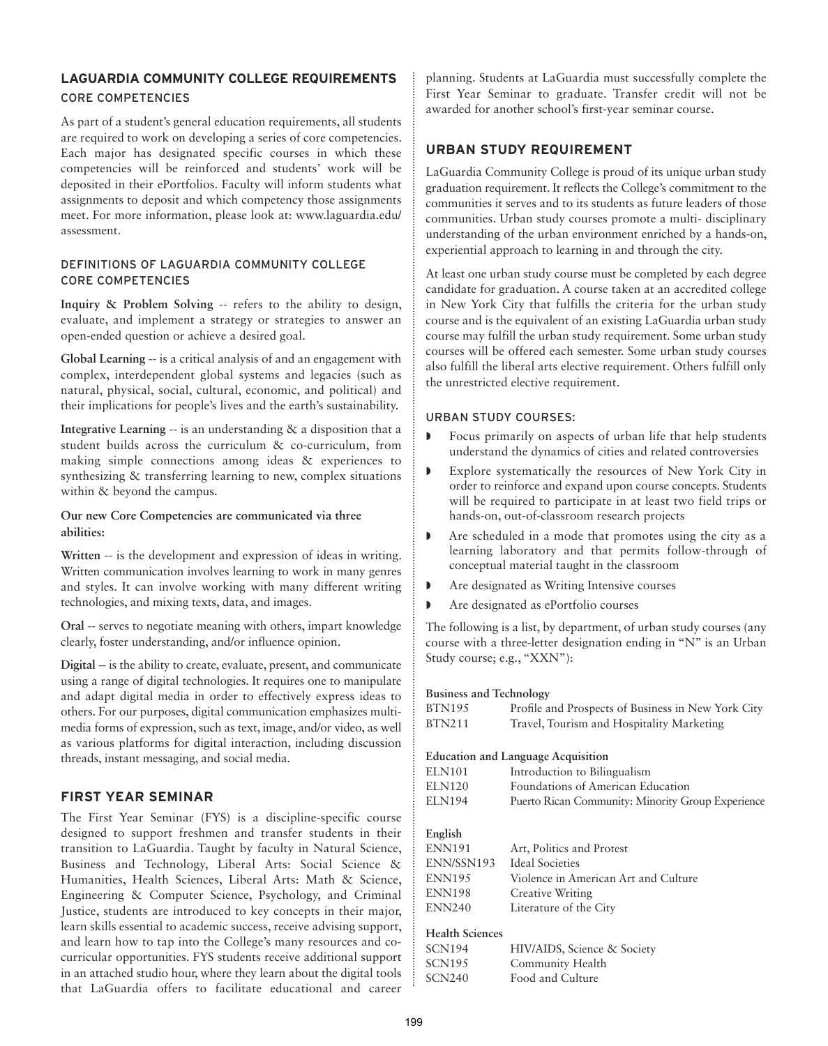## LAGUARDIA COMMUNITY COLLEGE REQUIREMENTS

### CORE COMPETENCIES

As part of a student's general education requirements, all students are required to work on developing a series of core competencies. Each major has designated specific courses in which these competencies will be reinforced and students' work will be deposited in their ePortfolios. Faculty will inform students what assignments to deposit and which competency those assignments meet. For more information, please look at: www.laguardia.edu/assessment.

### DEFINITIONS OF LAGUARDIA COMMUNITY COLLEGE CORE COMPETENCIES

**Inquiry & Problem Solving** -- refers to the ability to design, evaluate, and implement a strategy or strategies to answer an open-ended question or achieve a desired goal.

**Global Learning** -- is a critical analysis of and an engagement with complex, interdependent global systems and legacies (such as natural, physical, social, cultural, economic, and political) and their implications for people's lives and the earth's sustainability.

**Integrative Learning** -- is an understanding & a disposition that a student builds across the curriculum & co-curriculum, from making simple connections among ideas & experiences to synthesizing & transferring learning to new, complex situations within & beyond the campus.

**Our new Core Competencies are communicated via three abilities:**

**Written** -- is the development and expression of ideas in writing. Written communication involves learning to work in many genres and styles. It can involve working with many different writing technologies, and mixing texts, data, and images.

**Oral** -- serves to negotiate meaning with others, impart knowledge clearly, foster understanding, and/or influence opinion.

**Digital** -- is the ability to create, evaluate, present, and communicate using a range of digital technologies. It requires one to manipulate and adapt digital media in order to effectively express ideas to others. For our purposes, digital communication emphasizes multi-media forms of expression, such as text, image, and/or video, as well as various platforms for digital interaction, including discussion threads, instant messaging, and social media.

## FIRST YEAR SEMINAR

The First Year Seminar (FYS) is a discipline-specific course designed to support freshmen and transfer students in their transition to LaGuardia. Taught by faculty in Natural Science, Business and Technology, Liberal Arts: Social Science & Humanities, Health Sciences, Liberal Arts: Math & Science, Engineering & Computer Science, Psychology, and Criminal Justice, students are introduced to key concepts in their major, learn skills essential to academic success, receive advising support, and learn how to tap into the College's many resources and co-curricular opportunities. FYS students receive additional support in an attached studio hour, where they learn about the digital tools that LaGuardia offers to facilitate educational and career planning. Students at LaGuardia must successfully complete the First Year Seminar to graduate. Transfer credit will not be awarded for another school's first-year seminar course.

## URBAN STUDY REQUIREMENT

LaGuardia Community College is proud of its unique urban study graduation requirement. It reflects the College's commitment to the communities it serves and to its students as future leaders of those communities. Urban study courses promote a multi- disciplinary understanding of the urban environment enriched by a hands-on, experiential approach to learning in and through the city.

At least one urban study course must be completed by each degree candidate for graduation. A course taken at an accredited college in New York City that fulfills the criteria for the urban study course and is the equivalent of an existing LaGuardia urban study course may fulfill the urban study requirement. Some urban study courses will be offered each semester. Some urban study courses also fulfill the liberal arts elective requirement. Others fulfill only the unrestricted elective requirement.

### URBAN STUDY COURSES:

- Focus primarily on aspects of urban life that help students understand the dynamics of cities and related controversies
- Explore systematically the resources of New York City in order to reinforce and expand upon course concepts. Students will be required to participate in at least two field trips or hands-on, out-of-classroom research projects
- Are scheduled in a mode that promotes using the city as a learning laboratory and that permits follow-through of conceptual material taught in the classroom
- Are designated as Writing Intensive courses
- Are designated as ePortfolio courses

The following is a list, by department, of urban study courses (any course with a three-letter designation ending in "N" is an Urban Study course; e.g., "XXN"):

**Business and Technology**

| | |
|---|---|
| BTN195 | Profile and Prospects of Business in New York City |
| BTN211 | Travel, Tourism and Hospitality Marketing |

**Education and Language Acquisition**

| | |
|---|---|
| ELN101 | Introduction to Bilingualism |
| ELN120 | Foundations of American Education |
| ELN194 | Puerto Rican Community: Minority Group Experience |

**English**

| | |
|---|---|
| ENN191 | Art, Politics and Protest |
| ENN/SSN193 | Ideal Societies |
| ENN195 | Violence in American Art and Culture |
| ENN198 | Creative Writing |
| ENN240 | Literature of the City |

**Health Sciences**

| | |
|---|---|
| SCN194 | HIV/AIDS, Science & Society |
| SCN195 | Community Health |
| SCN240 | Food and Culture |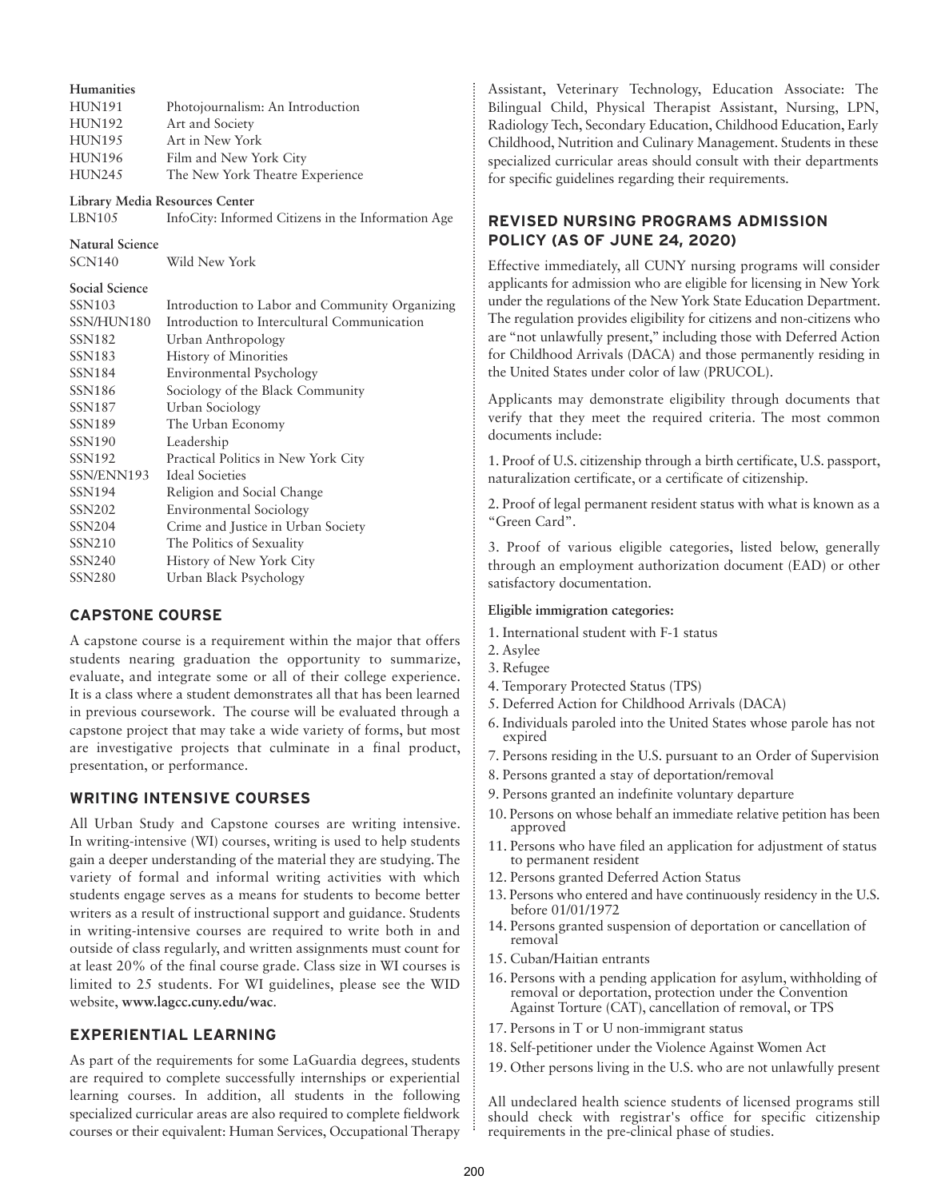**Humanities**

| | |
|---|---|
| HUN191 | Photojournalism: An Introduction |
| HUN192 | Art and Society |
| HUN195 | Art in New York |
| HUN196 | Film and New York City |
| HUN245 | The New York Theatre Experience |

**Library Media Resources Center**

| | |
|---|---|
| LBN105 | InfoCity: Informed Citizens in the Information Age |

**Natural Science**

| | |
|---|---|
| SCN140 | Wild New York |

**Social Science**

| | |
|---|---|
| SSN103 | Introduction to Labor and Community Organizing |
| SSN/HUN180 | Introduction to Intercultural Communication |
| SSN182 | Urban Anthropology |
| SSN183 | History of Minorities |
| SSN184 | Environmental Psychology |
| SSN186 | Sociology of the Black Community |
| SSN187 | Urban Sociology |
| SSN189 | The Urban Economy |
| SSN190 | Leadership |
| SSN192 | Practical Politics in New York City |
| SSN/ENN193 | Ideal Societies |
| SSN194 | Religion and Social Change |
| SSN202 | Environmental Sociology |
| SSN204 | Crime and Justice in Urban Society |
| SSN210 | The Politics of Sexuality |
| SSN240 | History of New York City |
| SSN280 | Urban Black Psychology |

## CAPSTONE COURSE

A capstone course is a requirement within the major that offers students nearing graduation the opportunity to summarize, evaluate, and integrate some or all of their college experience. It is a class where a student demonstrates all that has been learned in previous coursework. The course will be evaluated through a capstone project that may take a wide variety of forms, but most are investigative projects that culminate in a final product, presentation, or performance.

## WRITING INTENSIVE COURSES

All Urban Study and Capstone courses are writing intensive. In writing-intensive (WI) courses, writing is used to help students gain a deeper understanding of the material they are studying. The variety of formal and informal writing activities with which students engage serves as a means for students to become better writers as a result of instructional support and guidance. Students in writing-intensive courses are required to write both in and outside of class regularly, and written assignments must count for at least 20% of the final course grade. Class size in WI courses is limited to 25 students. For WI guidelines, please see the WID website, **www.lagcc.cuny.edu/wac**.

## EXPERIENTIAL LEARNING

As part of the requirements for some LaGuardia degrees, students are required to complete successfully internships or experiential learning courses. In addition, all students in the following specialized curricular areas are also required to complete fieldwork courses or their equivalent: Human Services, Occupational Therapy Assistant, Veterinary Technology, Education Associate: The Bilingual Child, Physical Therapist Assistant, Nursing, LPN, Radiology Tech, Secondary Education, Childhood Education, Early Childhood, Nutrition and Culinary Management. Students in these specialized curricular areas should consult with their departments for specific guidelines regarding their requirements.

## REVISED NURSING PROGRAMS ADMISSION POLICY (AS OF JUNE 24, 2020)

Effective immediately, all CUNY nursing programs will consider applicants for admission who are eligible for licensing in New York under the regulations of the New York State Education Department. The regulation provides eligibility for citizens and non-citizens who are "not unlawfully present," including those with Deferred Action for Childhood Arrivals (DACA) and those permanently residing in the United States under color of law (PRUCOL).

Applicants may demonstrate eligibility through documents that verify that they meet the required criteria. The most common documents include:

1. Proof of U.S. citizenship through a birth certificate, U.S. passport, naturalization certificate, or a certificate of citizenship.

2. Proof of legal permanent resident status with what is known as a "Green Card".

3. Proof of various eligible categories, listed below, generally through an employment authorization document (EAD) or other satisfactory documentation.

**Eligible immigration categories:**

1. International student with F-1 status
2. Asylee
3. Refugee
4. Temporary Protected Status (TPS)
5. Deferred Action for Childhood Arrivals (DACA)
6. Individuals paroled into the United States whose parole has not expired
7. Persons residing in the U.S. pursuant to an Order of Supervision
8. Persons granted a stay of deportation/removal
9. Persons granted an indefinite voluntary departure
10. Persons on whose behalf an immediate relative petition has been approved
11. Persons who have filed an application for adjustment of status to permanent resident
12. Persons granted Deferred Action Status
13. Persons who entered and have continuously residency in the U.S. before 01/01/1972
14. Persons granted suspension of deportation or cancellation of removal
15. Cuban/Haitian entrants
16. Persons with a pending application for asylum, withholding of removal or deportation, protection under the Convention Against Torture (CAT), cancellation of removal, or TPS
17. Persons in T or U non-immigrant status
18. Self-petitioner under the Violence Against Women Act
19. Other persons living in the U.S. who are not unlawfully present

All undeclared health science students of licensed programs still should check with registrar's office for specific citizenship requirements in the pre-clinical phase of studies.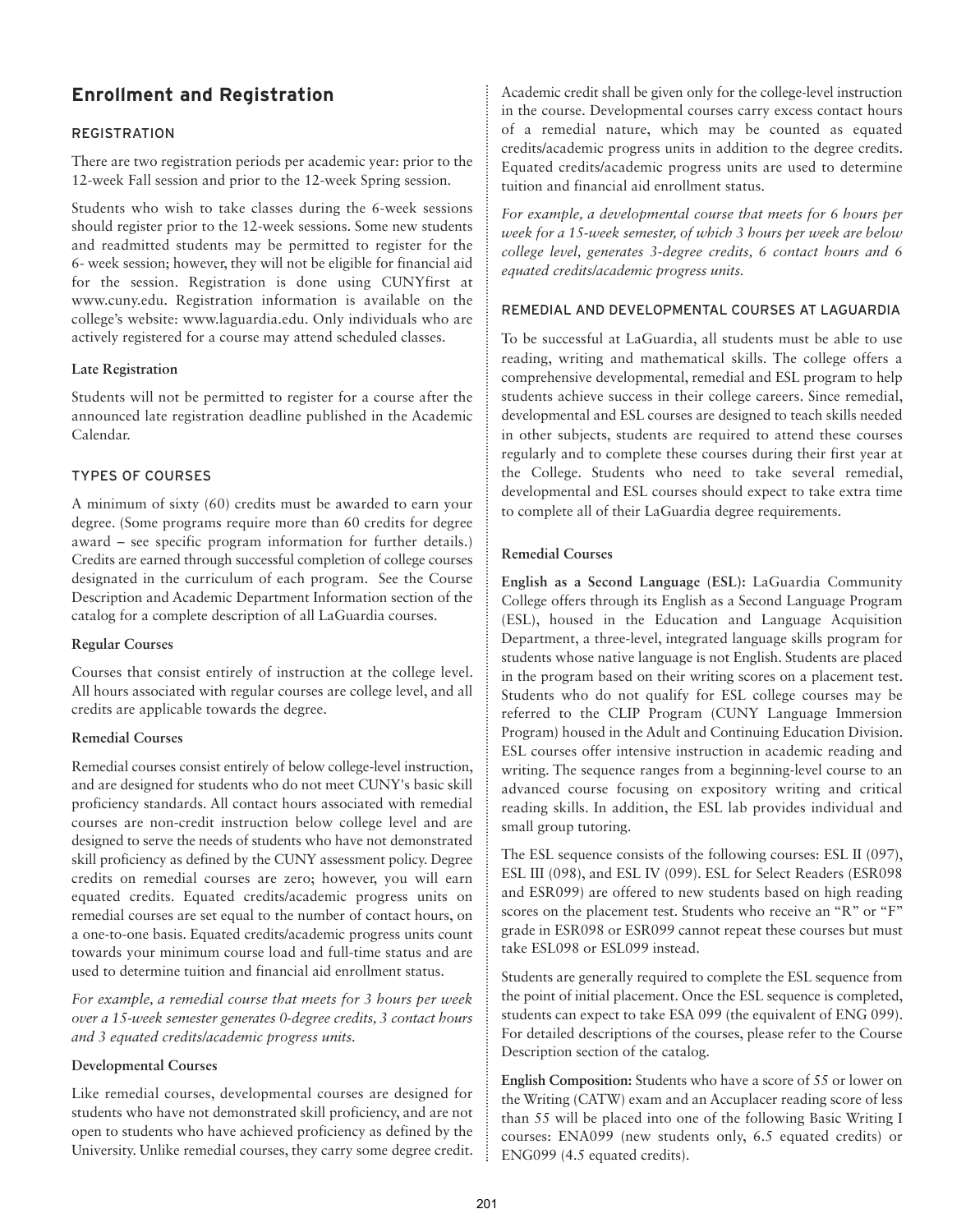## Enrollment and Registration

### REGISTRATION

There are two registration periods per academic year: prior to the 12-week Fall session and prior to the 12-week Spring session.

Students who wish to take classes during the 6-week sessions should register prior to the 12-week sessions. Some new students and readmitted students may be permitted to register for the 6- week session; however, they will not be eligible for financial aid for the session. Registration is done using CUNYfirst at www.cuny.edu. Registration information is available on the college's website: www.laguardia.edu. Only individuals who are actively registered for a course may attend scheduled classes.

**Late Registration**

Students will not be permitted to register for a course after the announced late registration deadline published in the Academic Calendar.

### TYPES OF COURSES

A minimum of sixty (60) credits must be awarded to earn your degree. (Some programs require more than 60 credits for degree award – see specific program information for further details.) Credits are earned through successful completion of college courses designated in the curriculum of each program. See the Course Description and Academic Department Information section of the catalog for a complete description of all LaGuardia courses.

**Regular Courses**

Courses that consist entirely of instruction at the college level. All hours associated with regular courses are college level, and all credits are applicable towards the degree.

**Remedial Courses**

Remedial courses consist entirely of below college-level instruction, and are designed for students who do not meet CUNY's basic skill proficiency standards. All contact hours associated with remedial courses are non-credit instruction below college level and are designed to serve the needs of students who have not demonstrated skill proficiency as defined by the CUNY assessment policy. Degree credits on remedial courses are zero; however, you will earn equated credits. Equated credits/academic progress units on remedial courses are set equal to the number of contact hours, on a one-to-one basis. Equated credits/academic progress units count towards your minimum course load and full-time status and are used to determine tuition and financial aid enrollment status.

*For example, a remedial course that meets for 3 hours per week over a 15-week semester generates 0-degree credits, 3 contact hours and 3 equated credits/academic progress units.*

**Developmental Courses**

Like remedial courses, developmental courses are designed for students who have not demonstrated skill proficiency, and are not open to students who have achieved proficiency as defined by the University. Unlike remedial courses, they carry some degree credit. Academic credit shall be given only for the college-level instruction in the course. Developmental courses carry excess contact hours of a remedial nature, which may be counted as equated credits/academic progress units in addition to the degree credits. Equated credits/academic progress units are used to determine tuition and financial aid enrollment status.

*For example, a developmental course that meets for 6 hours per week for a 15-week semester, of which 3 hours per week are below college level, generates 3-degree credits, 6 contact hours and 6 equated credits/academic progress units.*

### REMEDIAL AND DEVELOPMENTAL COURSES AT LAGUARDIA

To be successful at LaGuardia, all students must be able to use reading, writing and mathematical skills. The college offers a comprehensive developmental, remedial and ESL program to help students achieve success in their college careers. Since remedial, developmental and ESL courses are designed to teach skills needed in other subjects, students are required to attend these courses regularly and to complete these courses during their first year at the College. Students who need to take several remedial, developmental and ESL courses should expect to take extra time to complete all of their LaGuardia degree requirements.

**Remedial Courses**

**English as a Second Language (ESL):** LaGuardia Community College offers through its English as a Second Language Program (ESL), housed in the Education and Language Acquisition Department, a three-level, integrated language skills program for students whose native language is not English. Students are placed in the program based on their writing scores on a placement test. Students who do not qualify for ESL college courses may be referred to the CLIP Program (CUNY Language Immersion Program) housed in the Adult and Continuing Education Division. ESL courses offer intensive instruction in academic reading and writing. The sequence ranges from a beginning-level course to an advanced course focusing on expository writing and critical reading skills. In addition, the ESL lab provides individual and small group tutoring.

The ESL sequence consists of the following courses: ESL II (097), ESL III (098), and ESL IV (099). ESL for Select Readers (ESR098 and ESR099) are offered to new students based on high reading scores on the placement test. Students who receive an "R" or "F" grade in ESR098 or ESR099 cannot repeat these courses but must take ESL098 or ESL099 instead.

Students are generally required to complete the ESL sequence from the point of initial placement. Once the ESL sequence is completed, students can expect to take ESA 099 (the equivalent of ENG 099). For detailed descriptions of the courses, please refer to the Course Description section of the catalog.

**English Composition:** Students who have a score of 55 or lower on the Writing (CATW) exam and an Accuplacer reading score of less than 55 will be placed into one of the following Basic Writing I courses: ENA099 (new students only, 6.5 equated credits) or ENG099 (4.5 equated credits).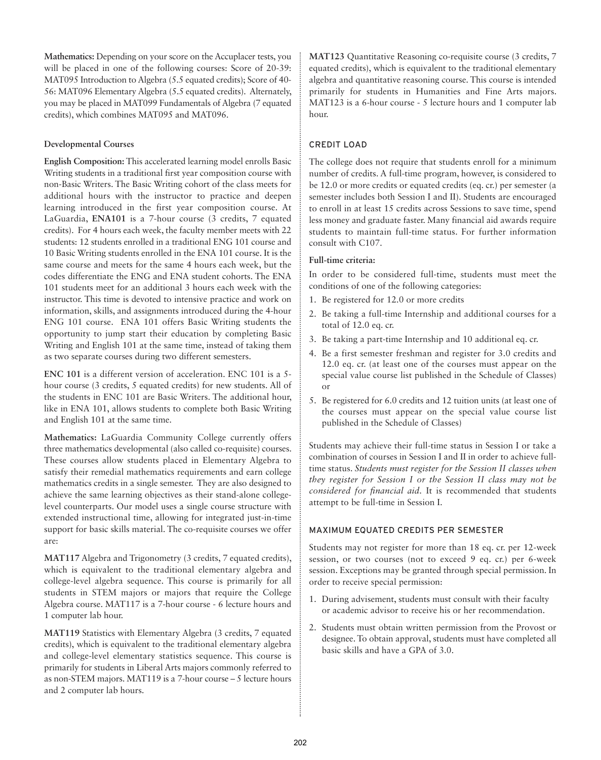**Mathematics:** Depending on your score on the Accuplacer tests, you will be placed in one of the following courses: Score of 20-39: MAT095 Introduction to Algebra (5.5 equated credits); Score of 40-56: MAT096 Elementary Algebra (5.5 equated credits). Alternately, you may be placed in MAT099 Fundamentals of Algebra (7 equated credits), which combines MAT095 and MAT096.

### Developmental Courses

**English Composition:** This accelerated learning model enrolls Basic Writing students in a traditional first year composition course with non-Basic Writers. The Basic Writing cohort of the class meets for additional hours with the instructor to practice and deepen learning introduced in the first year composition course. At LaGuardia, **ENA101** is a 7-hour course (3 credits, 7 equated credits). For 4 hours each week, the faculty member meets with 22 students: 12 students enrolled in a traditional ENG 101 course and 10 Basic Writing students enrolled in the ENA 101 course. It is the same course and meets for the same 4 hours each week, but the codes differentiate the ENG and ENA student cohorts. The ENA 101 students meet for an additional 3 hours each week with the instructor. This time is devoted to intensive practice and work on information, skills, and assignments introduced during the 4-hour ENG 101 course. ENA 101 offers Basic Writing students the opportunity to jump start their education by completing Basic Writing and English 101 at the same time, instead of taking them as two separate courses during two different semesters.

**ENC 101** is a different version of acceleration. ENC 101 is a 5-hour course (3 credits, 5 equated credits) for new students. All of the students in ENC 101 are Basic Writers. The additional hour, like in ENA 101, allows students to complete both Basic Writing and English 101 at the same time.

**Mathematics:** LaGuardia Community College currently offers three mathematics developmental (also called co-requisite) courses. These courses allow students placed in Elementary Algebra to satisfy their remedial mathematics requirements and earn college mathematics credits in a single semester. They are also designed to achieve the same learning objectives as their stand-alone college-level counterparts. Our model uses a single course structure with extended instructional time, allowing for integrated just-in-time support for basic skills material. The co-requisite courses we offer are:

**MAT117** Algebra and Trigonometry (3 credits, 7 equated credits), which is equivalent to the traditional elementary algebra and college-level algebra sequence. This course is primarily for all students in STEM majors or majors that require the College Algebra course. MAT117 is a 7-hour course - 6 lecture hours and 1 computer lab hour.

**MAT119** Statistics with Elementary Algebra (3 credits, 7 equated credits), which is equivalent to the traditional elementary algebra and college-level elementary statistics sequence. This course is primarily for students in Liberal Arts majors commonly referred to as non-STEM majors. MAT119 is a 7-hour course – 5 lecture hours and 2 computer lab hours.

**MAT123** Quantitative Reasoning co-requisite course (3 credits, 7 equated credits), which is equivalent to the traditional elementary algebra and quantitative reasoning course. This course is intended primarily for students in Humanities and Fine Arts majors. MAT123 is a 6-hour course - 5 lecture hours and 1 computer lab hour.

## CREDIT LOAD

The college does not require that students enroll for a minimum number of credits. A full-time program, however, is considered to be 12.0 or more credits or equated credits (eq. cr.) per semester (a semester includes both Session I and II). Students are encouraged to enroll in at least 15 credits across Sessions to save time, spend less money and graduate faster. Many financial aid awards require students to maintain full-time status. For further information consult with C107.

**Full-time criteria:**

In order to be considered full-time, students must meet the conditions of one of the following categories:

1. Be registered for 12.0 or more credits
2. Be taking a full-time Internship and additional courses for a total of 12.0 eq. cr.
3. Be taking a part-time Internship and 10 additional eq. cr.
4. Be a first semester freshman and register for 3.0 credits and 12.0 eq. cr. (at least one of the courses must appear on the special value course list published in the Schedule of Classes) or
5. Be registered for 6.0 credits and 12 tuition units (at least one of the courses must appear on the special value course list published in the Schedule of Classes)

Students may achieve their full-time status in Session I or take a combination of courses in Session I and II in order to achieve full-time status. *Students must register for the Session II classes when they register for Session I or the Session II class may not be considered for financial aid.* It is recommended that students attempt to be full-time in Session I.

## MAXIMUM EQUATED CREDITS PER SEMESTER

Students may not register for more than 18 eq. cr. per 12-week session, or two courses (not to exceed 9 eq. cr.) per 6-week session. Exceptions may be granted through special permission. In order to receive special permission:

1. During advisement, students must consult with their faculty or academic advisor to receive his or her recommendation.
2. Students must obtain written permission from the Provost or designee. To obtain approval, students must have completed all basic skills and have a GPA of 3.0.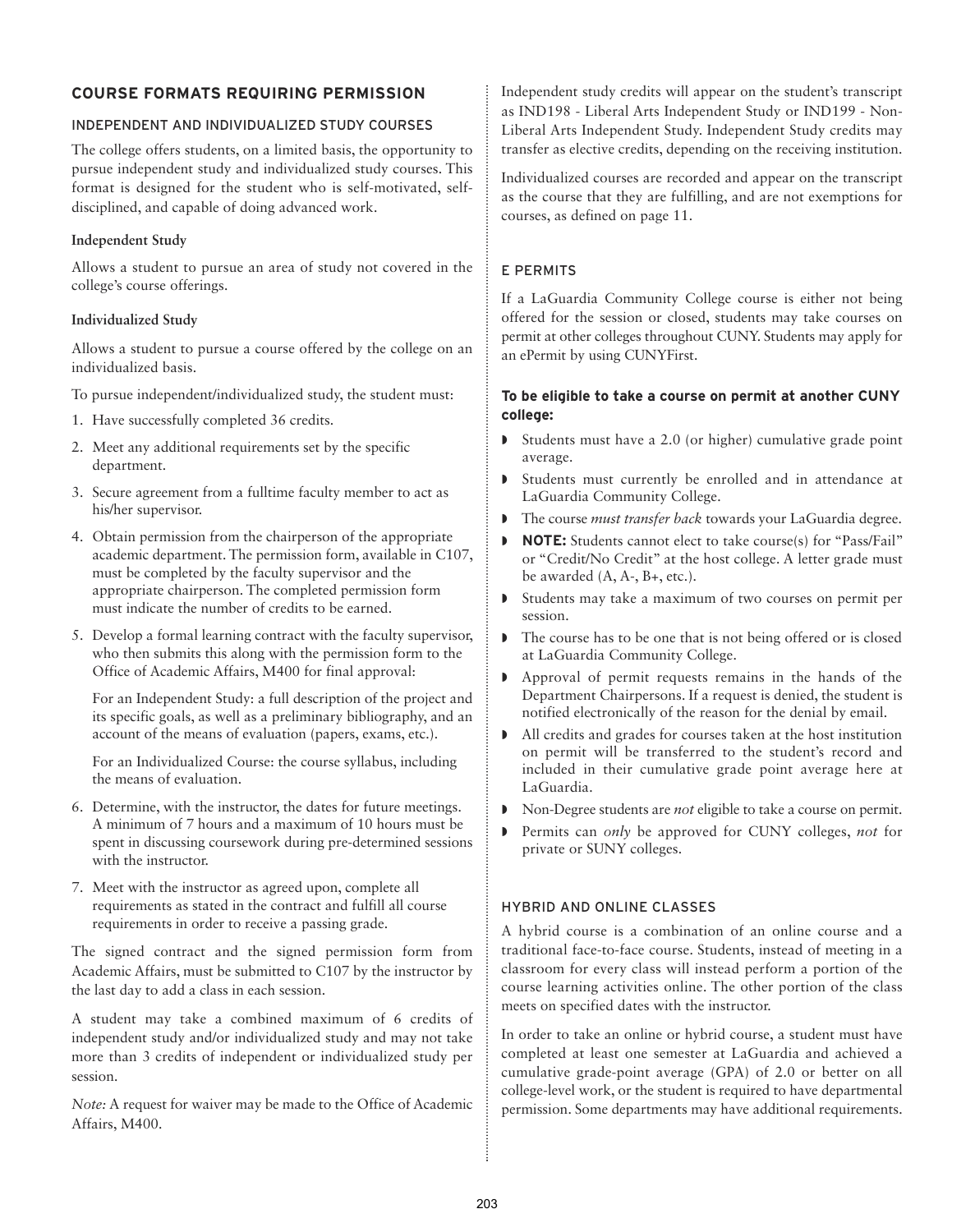## COURSE FORMATS REQUIRING PERMISSION

### INDEPENDENT AND INDIVIDUALIZED STUDY COURSES

The college offers students, on a limited basis, the opportunity to pursue independent study and individualized study courses. This format is designed for the student who is self-motivated, self-disciplined, and capable of doing advanced work.

**Independent Study**

Allows a student to pursue an area of study not covered in the college's course offerings.

**Individualized Study**

Allows a student to pursue a course offered by the college on an individualized basis.

To pursue independent/individualized study, the student must:

1. Have successfully completed 36 credits.
2. Meet any additional requirements set by the specific department.
3. Secure agreement from a fulltime faculty member to act as his/her supervisor.
4. Obtain permission from the chairperson of the appropriate academic department. The permission form, available in C107, must be completed by the faculty supervisor and the appropriate chairperson. The completed permission form must indicate the number of credits to be earned.
5. Develop a formal learning contract with the faculty supervisor, who then submits this along with the permission form to the Office of Academic Affairs, M400 for final approval:

   For an Independent Study: a full description of the project and its specific goals, as well as a preliminary bibliography, and an account of the means of evaluation (papers, exams, etc.).

   For an Individualized Course: the course syllabus, including the means of evaluation.
6. Determine, with the instructor, the dates for future meetings. A minimum of 7 hours and a maximum of 10 hours must be spent in discussing coursework during pre-determined sessions with the instructor.
7. Meet with the instructor as agreed upon, complete all requirements as stated in the contract and fulfill all course requirements in order to receive a passing grade.

The signed contract and the signed permission form from Academic Affairs, must be submitted to C107 by the instructor by the last day to add a class in each session.

A student may take a combined maximum of 6 credits of independent study and/or individualized study and may not take more than 3 credits of independent or individualized study per session.

*Note:* A request for waiver may be made to the Office of Academic Affairs, M400.

Independent study credits will appear on the student's transcript as IND198 - Liberal Arts Independent Study or IND199 - Non-Liberal Arts Independent Study. Independent Study credits may transfer as elective credits, depending on the receiving institution.

Individualized courses are recorded and appear on the transcript as the course that they are fulfilling, and are not exemptions for courses, as defined on page 11.

### E PERMITS

If a LaGuardia Community College course is either not being offered for the session or closed, students may take courses on permit at other colleges throughout CUNY. Students may apply for an ePermit by using CUNYFirst.

**To be eligible to take a course on permit at another CUNY college:**

- Students must have a 2.0 (or higher) cumulative grade point average.
- Students must currently be enrolled and in attendance at LaGuardia Community College.
- The course *must transfer back* towards your LaGuardia degree.
- **NOTE:** Students cannot elect to take course(s) for "Pass/Fail" or "Credit/No Credit" at the host college. A letter grade must be awarded (A, A-, B+, etc.).
- Students may take a maximum of two courses on permit per session.
- The course has to be one that is not being offered or is closed at LaGuardia Community College.
- Approval of permit requests remains in the hands of the Department Chairpersons. If a request is denied, the student is notified electronically of the reason for the denial by email.
- All credits and grades for courses taken at the host institution on permit will be transferred to the student's record and included in their cumulative grade point average here at LaGuardia.
- Non-Degree students are *not* eligible to take a course on permit.
- Permits can *only* be approved for CUNY colleges, *not* for private or SUNY colleges.

### HYBRID AND ONLINE CLASSES

A hybrid course is a combination of an online course and a traditional face-to-face course. Students, instead of meeting in a classroom for every class will instead perform a portion of the course learning activities online. The other portion of the class meets on specified dates with the instructor.

In order to take an online or hybrid course, a student must have completed at least one semester at LaGuardia and achieved a cumulative grade-point average (GPA) of 2.0 or better on all college-level work, or the student is required to have departmental permission. Some departments may have additional requirements.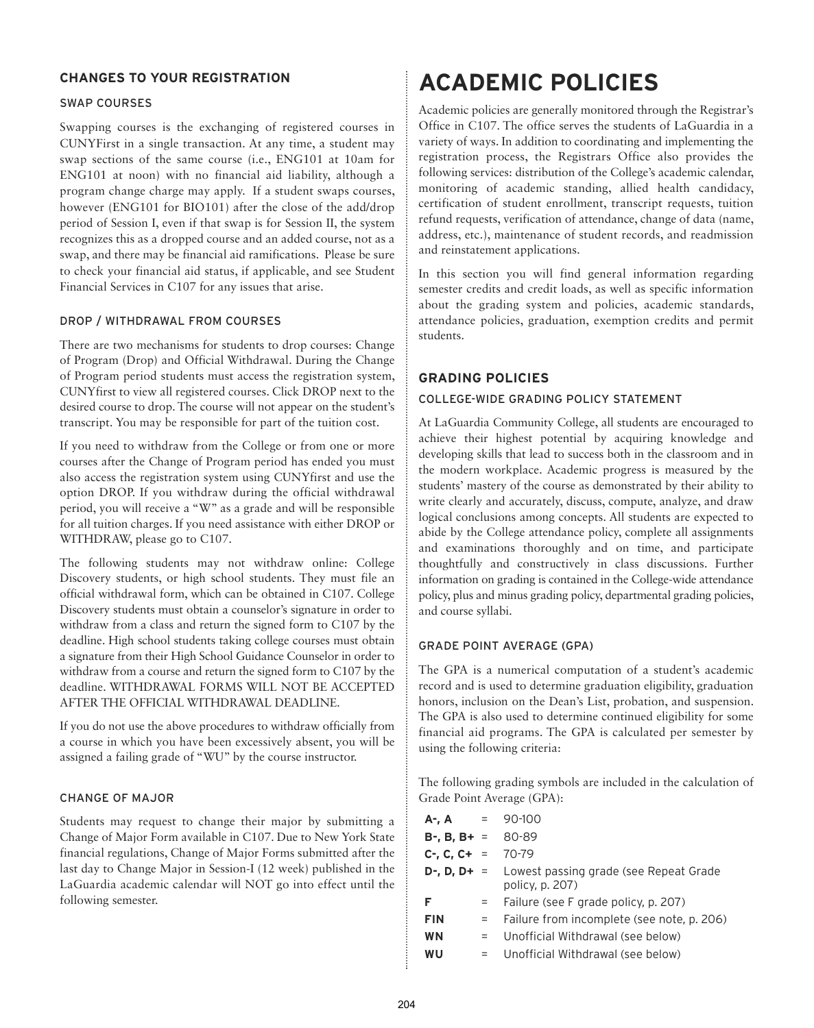### CHANGES TO YOUR REGISTRATION

#### SWAP COURSES

Swapping courses is the exchanging of registered courses in CUNYFirst in a single transaction. At any time, a student may swap sections of the same course (i.e., ENG101 at 10am for ENG101 at noon) with no financial aid liability, although a program change charge may apply. If a student swaps courses, however (ENG101 for BIO101) after the close of the add/drop period of Session I, even if that swap is for Session II, the system recognizes this as a dropped course and an added course, not as a swap, and there may be financial aid ramifications. Please be sure to check your financial aid status, if applicable, and see Student Financial Services in C107 for any issues that arise.

#### DROP / WITHDRAWAL FROM COURSES

There are two mechanisms for students to drop courses: Change of Program (Drop) and Official Withdrawal. During the Change of Program period students must access the registration system, CUNYfirst to view all registered courses. Click DROP next to the desired course to drop. The course will not appear on the student's transcript. You may be responsible for part of the tuition cost.

If you need to withdraw from the College or from one or more courses after the Change of Program period has ended you must also access the registration system using CUNYfirst and use the option DROP. If you withdraw during the official withdrawal period, you will receive a "W" as a grade and will be responsible for all tuition charges. If you need assistance with either DROP or WITHDRAW, please go to C107.

The following students may not withdraw online: College Discovery students, or high school students. They must file an official withdrawal form, which can be obtained in C107. College Discovery students must obtain a counselor's signature in order to withdraw from a class and return the signed form to C107 by the deadline. High school students taking college courses must obtain a signature from their High School Guidance Counselor in order to withdraw from a course and return the signed form to C107 by the deadline. WITHDRAWAL FORMS WILL NOT BE ACCEPTED AFTER THE OFFICIAL WITHDRAWAL DEADLINE.

If you do not use the above procedures to withdraw officially from a course in which you have been excessively absent, you will be assigned a failing grade of "WU" by the course instructor.

#### CHANGE OF MAJOR

Students may request to change their major by submitting a Change of Major Form available in C107. Due to New York State financial regulations, Change of Major Forms submitted after the last day to Change Major in Session-I (12 week) published in the LaGuardia academic calendar will NOT go into effect until the following semester.

# ACADEMIC POLICIES

Academic policies are generally monitored through the Registrar's Office in C107. The office serves the students of LaGuardia in a variety of ways. In addition to coordinating and implementing the registration process, the Registrars Office also provides the following services: distribution of the College's academic calendar, monitoring of academic standing, allied health candidacy, certification of student enrollment, transcript requests, tuition refund requests, verification of attendance, change of data (name, address, etc.), maintenance of student records, and readmission and reinstatement applications.

In this section you will find general information regarding semester credits and credit loads, as well as specific information about the grading system and policies, academic standards, attendance policies, graduation, exemption credits and permit students.

### GRADING POLICIES

#### COLLEGE-WIDE GRADING POLICY STATEMENT

At LaGuardia Community College, all students are encouraged to achieve their highest potential by acquiring knowledge and developing skills that lead to success both in the classroom and in the modern workplace. Academic progress is measured by the students' mastery of the course as demonstrated by their ability to write clearly and accurately, discuss, compute, analyze, and draw logical conclusions among concepts. All students are expected to abide by the College attendance policy, complete all assignments and examinations thoroughly and on time, and participate thoughtfully and constructively in class discussions. Further information on grading is contained in the College-wide attendance policy, plus and minus grading policy, departmental grading policies, and course syllabi.

#### GRADE POINT AVERAGE (GPA)

The GPA is a numerical computation of a student's academic record and is used to determine graduation eligibility, graduation honors, inclusion on the Dean's List, probation, and suspension. The GPA is also used to determine continued eligibility for some financial aid programs. The GPA is calculated per semester by using the following criteria:

The following grading symbols are included in the calculation of Grade Point Average (GPA):

| | | |
|---|---|---|
| **A-, A** | = | 90-100 |
| **B-, B, B+** | = | 80-89 |
| **C-, C, C+** | = | 70-79 |
| **D-, D, D+** | = | Lowest passing grade (see Repeat Grade policy, p. 207) |
| **F** | = | Failure (see F grade policy, p. 207) |
| **FIN** | = | Failure from incomplete (see note, p. 206) |
| **WN** | = | Unofficial Withdrawal (see below) |
| **WU** | = | Unofficial Withdrawal (see below) |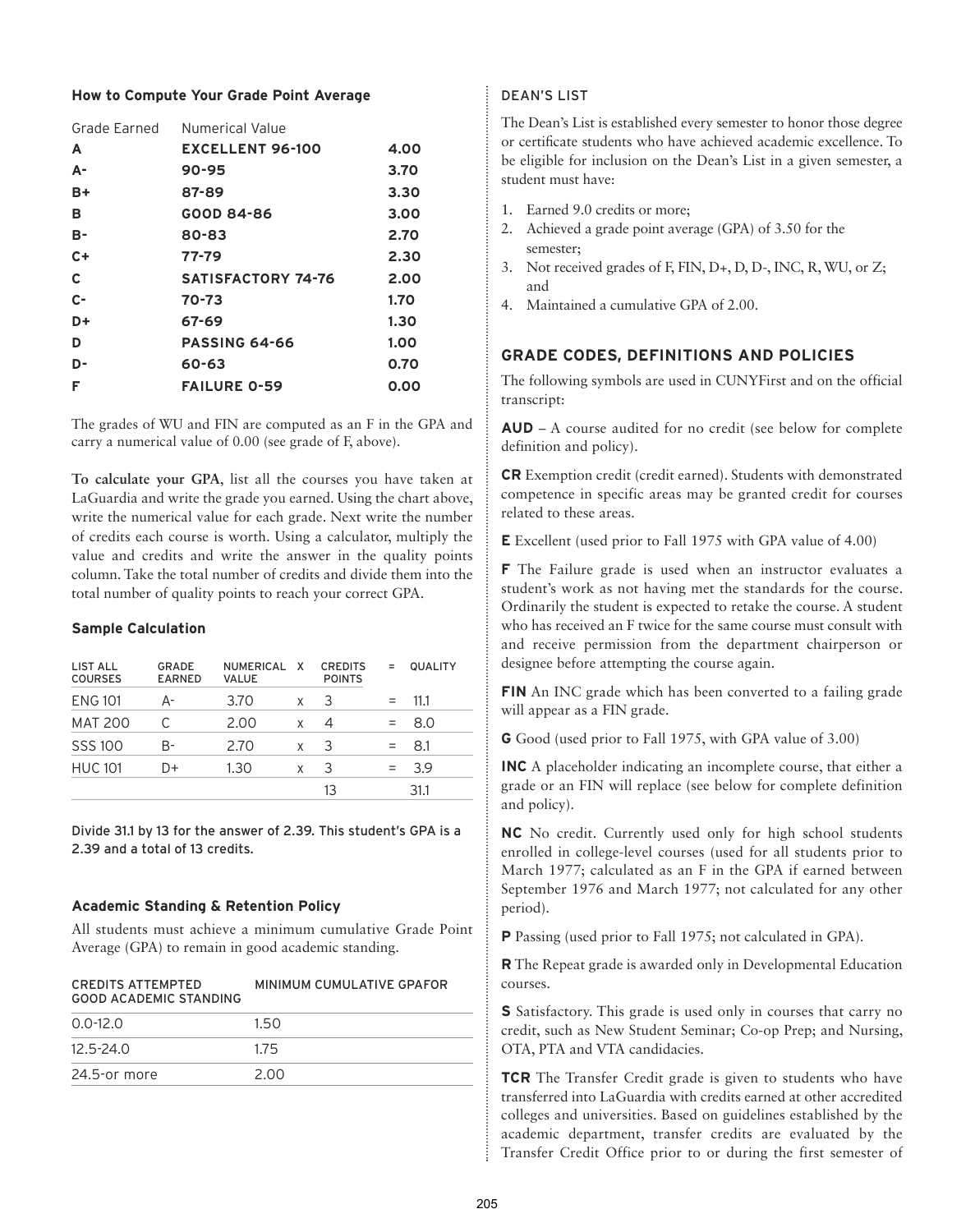### How to Compute Your Grade Point Average

| Grade Earned | Numerical Value | |
|---|---|---|
| **A** | **EXCELLENT 96-100** | **4.00** |
| **A-** | **90-95** | **3.70** |
| **B+** | **87-89** | **3.30** |
| **B** | **GOOD 84-86** | **3.00** |
| **B-** | **80-83** | **2.70** |
| **C+** | **77-79** | **2.30** |
| **C** | **SATISFACTORY 74-76** | **2.00** |
| **C-** | **70-73** | **1.70** |
| **D+** | **67-69** | **1.30** |
| **D** | **PASSING 64-66** | **1.00** |
| **D-** | **60-63** | **0.70** |
| **F** | **FAILURE 0-59** | **0.00** |

The grades of WU and FIN are computed as an F in the GPA and carry a numerical value of 0.00 (see grade of F, above).

**To calculate your GPA**, list all the courses you have taken at LaGuardia and write the grade you earned. Using the chart above, write the numerical value for each grade. Next write the number of credits each course is worth. Using a calculator, multiply the value and credits and write the answer in the quality points column. Take the total number of credits and divide them into the total number of quality points to reach your correct GPA.

### Sample Calculation

| LIST ALL COURSES | GRADE EARNED | NUMERICAL VALUE | X | CREDITS POINTS | = | QUALITY |
|---|---|---|---|---|---|---|
| ENG 101 | A- | 3.70 | x | 3 | = | 11.1 |
| MAT 200 | C | 2.00 | x | 4 | = | 8.0 |
| SSS 100 | B- | 2.70 | x | 3 | = | 8.1 |
| HUC 101 | D+ | 1.30 | x | 3 | = | 3.9 |
| | | | | 13 | | 31.1 |

Divide 31.1 by 13 for the answer of 2.39. This student's GPA is a 2.39 and a total of 13 credits.

### Academic Standing & Retention Policy

All students must achieve a minimum cumulative Grade Point Average (GPA) to remain in good academic standing.

| CREDITS ATTEMPTED GOOD ACADEMIC STANDING | MINIMUM CUMULATIVE GPAFOR |
|---|---|
| 0.0-12.0 | 1.50 |
| 12.5-24.0 | 1.75 |
| 24.5-or more | 2.00 |

### DEAN'S LIST

The Dean's List is established every semester to honor those degree or certificate students who have achieved academic excellence. To be eligible for inclusion on the Dean's List in a given semester, a student must have:

1. Earned 9.0 credits or more;
2. Achieved a grade point average (GPA) of 3.50 for the semester;
3. Not received grades of F, FIN, D+, D, D-, INC, R, WU, or Z; and
4. Maintained a cumulative GPA of 2.00.

## GRADE CODES, DEFINITIONS AND POLICIES

The following symbols are used in CUNYFirst and on the official transcript:

**AUD** – A course audited for no credit (see below for complete definition and policy).

**CR** Exemption credit (credit earned). Students with demonstrated competence in specific areas may be granted credit for courses related to these areas.

**E** Excellent (used prior to Fall 1975 with GPA value of 4.00)

**F** The Failure grade is used when an instructor evaluates a student's work as not having met the standards for the course. Ordinarily the student is expected to retake the course. A student who has received an F twice for the same course must consult with and receive permission from the department chairperson or designee before attempting the course again.

**FIN** An INC grade which has been converted to a failing grade will appear as a FIN grade.

**G** Good (used prior to Fall 1975, with GPA value of 3.00)

**INC** A placeholder indicating an incomplete course, that either a grade or an FIN will replace (see below for complete definition and policy).

**NC** No credit. Currently used only for high school students enrolled in college-level courses (used for all students prior to March 1977; calculated as an F in the GPA if earned between September 1976 and March 1977; not calculated for any other period).

**P** Passing (used prior to Fall 1975; not calculated in GPA).

**R** The Repeat grade is awarded only in Developmental Education courses.

**S** Satisfactory. This grade is used only in courses that carry no credit, such as New Student Seminar; Co-op Prep; and Nursing, OTA, PTA and VTA candidacies.

**TCR** The Transfer Credit grade is given to students who have transferred into LaGuardia with credits earned at other accredited colleges and universities. Based on guidelines established by the academic department, transfer credits are evaluated by the Transfer Credit Office prior to or during the first semester of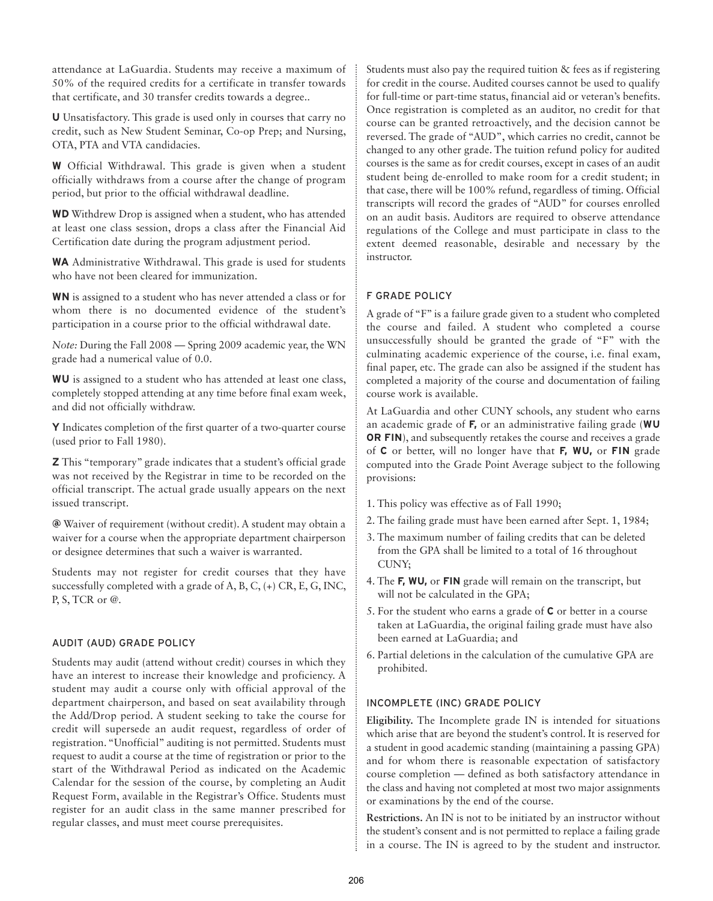attendance at LaGuardia. Students may receive a maximum of 50% of the required credits for a certificate in transfer towards that certificate, and 30 transfer credits towards a degree..

**U** Unsatisfactory. This grade is used only in courses that carry no credit, such as New Student Seminar, Co-op Prep; and Nursing, OTA, PTA and VTA candidacies.

**W** Official Withdrawal. This grade is given when a student officially withdraws from a course after the change of program period, but prior to the official withdrawal deadline.

**WD** Withdrew Drop is assigned when a student, who has attended at least one class session, drops a class after the Financial Aid Certification date during the program adjustment period.

**WA** Administrative Withdrawal. This grade is used for students who have not been cleared for immunization.

**WN** is assigned to a student who has never attended a class or for whom there is no documented evidence of the student's participation in a course prior to the official withdrawal date.

*Note:* During the Fall 2008 — Spring 2009 academic year, the WN grade had a numerical value of 0.0.

**WU** is assigned to a student who has attended at least one class, completely stopped attending at any time before final exam week, and did not officially withdraw.

**Y** Indicates completion of the first quarter of a two-quarter course (used prior to Fall 1980).

**Z** This "temporary" grade indicates that a student's official grade was not received by the Registrar in time to be recorded on the official transcript. The actual grade usually appears on the next issued transcript.

**@** Waiver of requirement (without credit). A student may obtain a waiver for a course when the appropriate department chairperson or designee determines that such a waiver is warranted.

Students may not register for credit courses that they have successfully completed with a grade of A, B, C, (+) CR, E, G, INC, P, S, TCR or @.

### AUDIT (AUD) GRADE POLICY

Students may audit (attend without credit) courses in which they have an interest to increase their knowledge and proficiency. A student may audit a course only with official approval of the department chairperson, and based on seat availability through the Add/Drop period. A student seeking to take the course for credit will supersede an audit request, regardless of order of registration. "Unofficial" auditing is not permitted. Students must request to audit a course at the time of registration or prior to the start of the Withdrawal Period as indicated on the Academic Calendar for the session of the course, by completing an Audit Request Form, available in the Registrar's Office. Students must register for an audit class in the same manner prescribed for regular classes, and must meet course prerequisites.

Students must also pay the required tuition & fees as if registering for credit in the course. Audited courses cannot be used to qualify for full-time or part-time status, financial aid or veteran's benefits. Once registration is completed as an auditor, no credit for that course can be granted retroactively, and the decision cannot be reversed. The grade of "AUD", which carries no credit, cannot be changed to any other grade. The tuition refund policy for audited courses is the same as for credit courses, except in cases of an audit student being de-enrolled to make room for a credit student; in that case, there will be 100% refund, regardless of timing. Official transcripts will record the grades of "AUD" for courses enrolled on an audit basis. Auditors are required to observe attendance regulations of the College and must participate in class to the extent deemed reasonable, desirable and necessary by the instructor.

### F GRADE POLICY

A grade of "F" is a failure grade given to a student who completed the course and failed. A student who completed a course unsuccessfully should be granted the grade of "F" with the culminating academic experience of the course, i.e. final exam, final paper, etc. The grade can also be assigned if the student has completed a majority of the course and documentation of failing course work is available.

At LaGuardia and other CUNY schools, any student who earns an academic grade of **F,** or an administrative failing grade (**WU OR FIN**), and subsequently retakes the course and receives a grade of **C** or better, will no longer have that **F, WU,** or **FIN** grade computed into the Grade Point Average subject to the following provisions:

1. This policy was effective as of Fall 1990;
2. The failing grade must have been earned after Sept. 1, 1984;
3. The maximum number of failing credits that can be deleted from the GPA shall be limited to a total of 16 throughout CUNY;
4. The **F, WU,** or **FIN** grade will remain on the transcript, but will not be calculated in the GPA;
5. For the student who earns a grade of **C** or better in a course taken at LaGuardia, the original failing grade must have also been earned at LaGuardia; and
6. Partial deletions in the calculation of the cumulative GPA are prohibited.

### INCOMPLETE (INC) GRADE POLICY

**Eligibility.** The Incomplete grade IN is intended for situations which arise that are beyond the student's control. It is reserved for a student in good academic standing (maintaining a passing GPA) and for whom there is reasonable expectation of satisfactory course completion — defined as both satisfactory attendance in the class and having not completed at most two major assignments or examinations by the end of the course.

**Restrictions.** An IN is not to be initiated by an instructor without the student's consent and is not permitted to replace a failing grade in a course. The IN is agreed to by the student and instructor.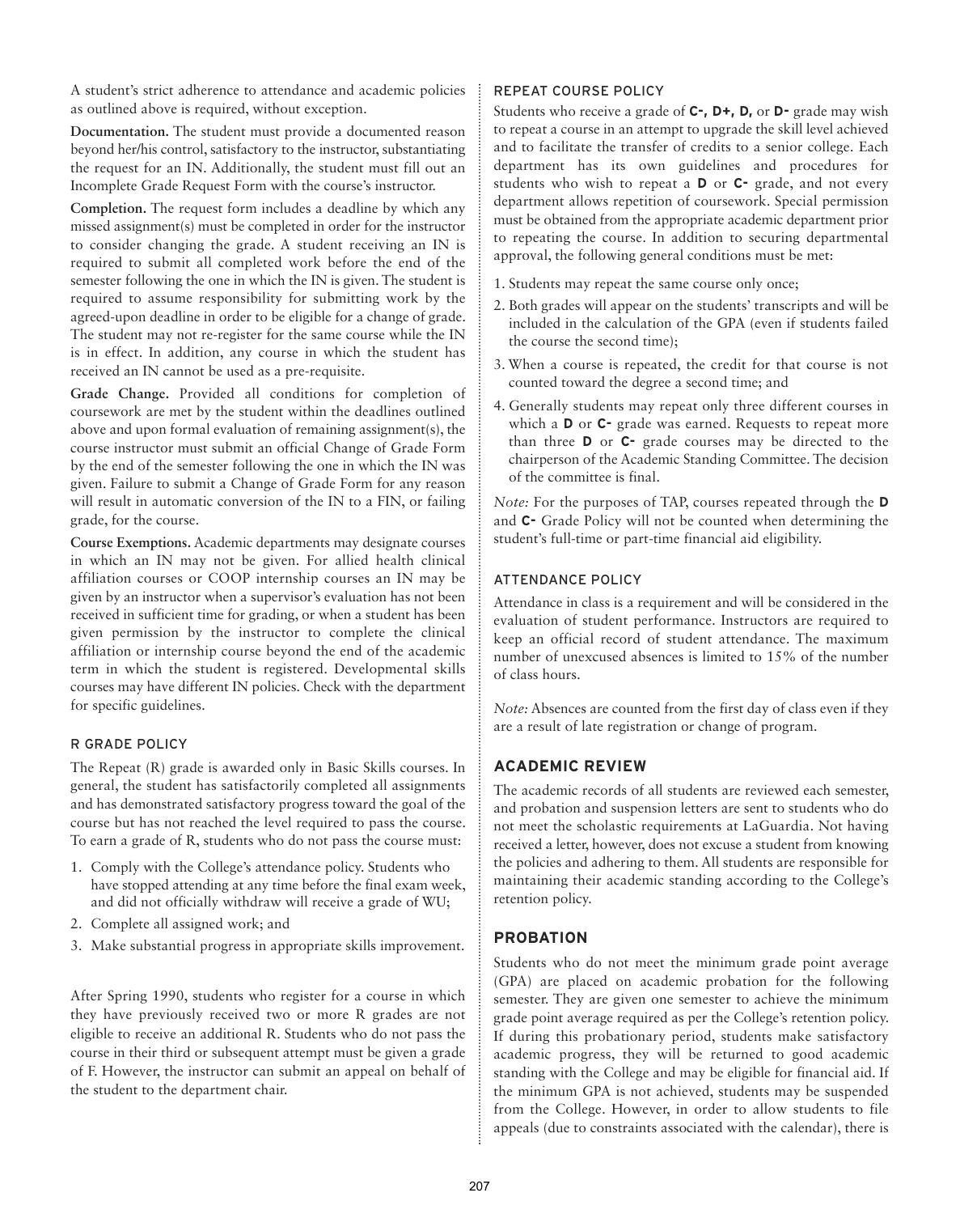A student's strict adherence to attendance and academic policies as outlined above is required, without exception.

**Documentation.** The student must provide a documented reason beyond her/his control, satisfactory to the instructor, substantiating the request for an IN. Additionally, the student must fill out an Incomplete Grade Request Form with the course's instructor.

**Completion.** The request form includes a deadline by which any missed assignment(s) must be completed in order for the instructor to consider changing the grade. A student receiving an IN is required to submit all completed work before the end of the semester following the one in which the IN is given. The student is required to assume responsibility for submitting work by the agreed-upon deadline in order to be eligible for a change of grade. The student may not re-register for the same course while the IN is in effect. In addition, any course in which the student has received an IN cannot be used as a pre-requisite.

**Grade Change.** Provided all conditions for completion of coursework are met by the student within the deadlines outlined above and upon formal evaluation of remaining assignment(s), the course instructor must submit an official Change of Grade Form by the end of the semester following the one in which the IN was given. Failure to submit a Change of Grade Form for any reason will result in automatic conversion of the IN to a FIN, or failing grade, for the course.

**Course Exemptions.** Academic departments may designate courses in which an IN may not be given. For allied health clinical affiliation courses or COOP internship courses an IN may be given by an instructor when a supervisor's evaluation has not been received in sufficient time for grading, or when a student has been given permission by the instructor to complete the clinical affiliation or internship course beyond the end of the academic term in which the student is registered. Developmental skills courses may have different IN policies. Check with the department for specific guidelines.

### R GRADE POLICY

The Repeat (R) grade is awarded only in Basic Skills courses. In general, the student has satisfactorily completed all assignments and has demonstrated satisfactory progress toward the goal of the course but has not reached the level required to pass the course. To earn a grade of R, students who do not pass the course must:

1. Comply with the College's attendance policy. Students who have stopped attending at any time before the final exam week, and did not officially withdraw will receive a grade of WU;
2. Complete all assigned work; and
3. Make substantial progress in appropriate skills improvement.

After Spring 1990, students who register for a course in which they have previously received two or more R grades are not eligible to receive an additional R. Students who do not pass the course in their third or subsequent attempt must be given a grade of F. However, the instructor can submit an appeal on behalf of the student to the department chair.

### REPEAT COURSE POLICY

Students who receive a grade of **C-, D+, D,** or **D-** grade may wish to repeat a course in an attempt to upgrade the skill level achieved and to facilitate the transfer of credits to a senior college. Each department has its own guidelines and procedures for students who wish to repeat a **D** or **C-** grade, and not every department allows repetition of coursework. Special permission must be obtained from the appropriate academic department prior to repeating the course. In addition to securing departmental approval, the following general conditions must be met:

1. Students may repeat the same course only once;
2. Both grades will appear on the students' transcripts and will be included in the calculation of the GPA (even if students failed the course the second time);
3. When a course is repeated, the credit for that course is not counted toward the degree a second time; and
4. Generally students may repeat only three different courses in which a **D** or **C-** grade was earned. Requests to repeat more than three **D** or **C-** grade courses may be directed to the chairperson of the Academic Standing Committee. The decision of the committee is final.

*Note:* For the purposes of TAP, courses repeated through the **D** and **C-** Grade Policy will not be counted when determining the student's full-time or part-time financial aid eligibility.

### ATTENDANCE POLICY

Attendance in class is a requirement and will be considered in the evaluation of student performance. Instructors are required to keep an official record of student attendance. The maximum number of unexcused absences is limited to 15% of the number of class hours.

*Note:* Absences are counted from the first day of class even if they are a result of late registration or change of program.

## ACADEMIC REVIEW

The academic records of all students are reviewed each semester, and probation and suspension letters are sent to students who do not meet the scholastic requirements at LaGuardia. Not having received a letter, however, does not excuse a student from knowing the policies and adhering to them. All students are responsible for maintaining their academic standing according to the College's retention policy.

## PROBATION

Students who do not meet the minimum grade point average (GPA) are placed on academic probation for the following semester. They are given one semester to achieve the minimum grade point average required as per the College's retention policy. If during this probationary period, students make satisfactory academic progress, they will be returned to good academic standing with the College and may be eligible for financial aid. If the minimum GPA is not achieved, students may be suspended from the College. However, in order to allow students to file appeals (due to constraints associated with the calendar), there is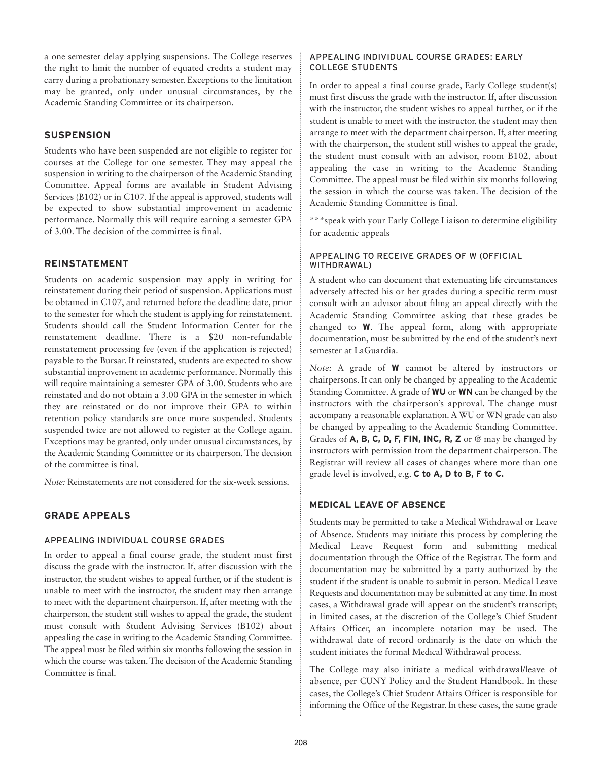a one semester delay applying suspensions. The College reserves the right to limit the number of equated credits a student may carry during a probationary semester. Exceptions to the limitation may be granted, only under unusual circumstances, by the Academic Standing Committee or its chairperson.

## SUSPENSION

Students who have been suspended are not eligible to register for courses at the College for one semester. They may appeal the suspension in writing to the chairperson of the Academic Standing Committee. Appeal forms are available in Student Advising Services (B102) or in C107. If the appeal is approved, students will be expected to show substantial improvement in academic performance. Normally this will require earning a semester GPA of 3.00. The decision of the committee is final.

## REINSTATEMENT

Students on academic suspension may apply in writing for reinstatement during their period of suspension. Applications must be obtained in C107, and returned before the deadline date, prior to the semester for which the student is applying for reinstatement. Students should call the Student Information Center for the reinstatement deadline. There is a $20 non-refundable reinstatement processing fee (even if the application is rejected) payable to the Bursar. If reinstated, students are expected to show substantial improvement in academic performance. Normally this will require maintaining a semester GPA of 3.00. Students who are reinstated and do not obtain a 3.00 GPA in the semester in which they are reinstated or do not improve their GPA to within retention policy standards are once more suspended. Students suspended twice are not allowed to register at the College again. Exceptions may be granted, only under unusual circumstances, by the Academic Standing Committee or its chairperson. The decision of the committee is final.

*Note:* Reinstatements are not considered for the six-week sessions.

## GRADE APPEALS

### APPEALING INDIVIDUAL COURSE GRADES

In order to appeal a final course grade, the student must first discuss the grade with the instructor. If, after discussion with the instructor, the student wishes to appeal further, or if the student is unable to meet with the instructor, the student may then arrange to meet with the department chairperson. If, after meeting with the chairperson, the student still wishes to appeal the grade, the student must consult with Student Advising Services (B102) about appealing the case in writing to the Academic Standing Committee. The appeal must be filed within six months following the session in which the course was taken. The decision of the Academic Standing Committee is final.

### APPEALING INDIVIDUAL COURSE GRADES: EARLY COLLEGE STUDENTS

In order to appeal a final course grade, Early College student(s) must first discuss the grade with the instructor. If, after discussion with the instructor, the student wishes to appeal further, or if the student is unable to meet with the instructor, the student may then arrange to meet with the department chairperson. If, after meeting with the chairperson, the student still wishes to appeal the grade, the student must consult with an advisor, room B102, about appealing the case in writing to the Academic Standing Committee. The appeal must be filed within six months following the session in which the course was taken. The decision of the Academic Standing Committee is final.

***speak with your Early College Liaison to determine eligibility for academic appeals

### APPEALING TO RECEIVE GRADES OF W (OFFICIAL WITHDRAWAL)

A student who can document that extenuating life circumstances adversely affected his or her grades during a specific term must consult with an advisor about filing an appeal directly with the Academic Standing Committee asking that these grades be changed to **W**. The appeal form, along with appropriate documentation, must be submitted by the end of the student's next semester at LaGuardia.

*Note:* A grade of **W** cannot be altered by instructors or chairpersons. It can only be changed by appealing to the Academic Standing Committee. A grade of **WU** or **WN** can be changed by the instructors with the chairperson's approval. The change must accompany a reasonable explanation. A WU or WN grade can also be changed by appealing to the Academic Standing Committee. Grades of **A, B, C, D, F, FIN, INC, R, Z** or @ may be changed by instructors with permission from the department chairperson. The Registrar will review all cases of changes where more than one grade level is involved, e.g. **C to A, D to B, F to C.**

## MEDICAL LEAVE OF ABSENCE

Students may be permitted to take a Medical Withdrawal or Leave of Absence. Students may initiate this process by completing the Medical Leave Request form and submitting medical documentation through the Office of the Registrar. The form and documentation may be submitted by a party authorized by the student if the student is unable to submit in person. Medical Leave Requests and documentation may be submitted at any time. In most cases, a Withdrawal grade will appear on the student's transcript; in limited cases, at the discretion of the College's Chief Student Affairs Officer, an incomplete notation may be used. The withdrawal date of record ordinarily is the date on which the student initiates the formal Medical Withdrawal process.

The College may also initiate a medical withdrawal/leave of absence, per CUNY Policy and the Student Handbook. In these cases, the College's Chief Student Affairs Officer is responsible for informing the Office of the Registrar. In these cases, the same grade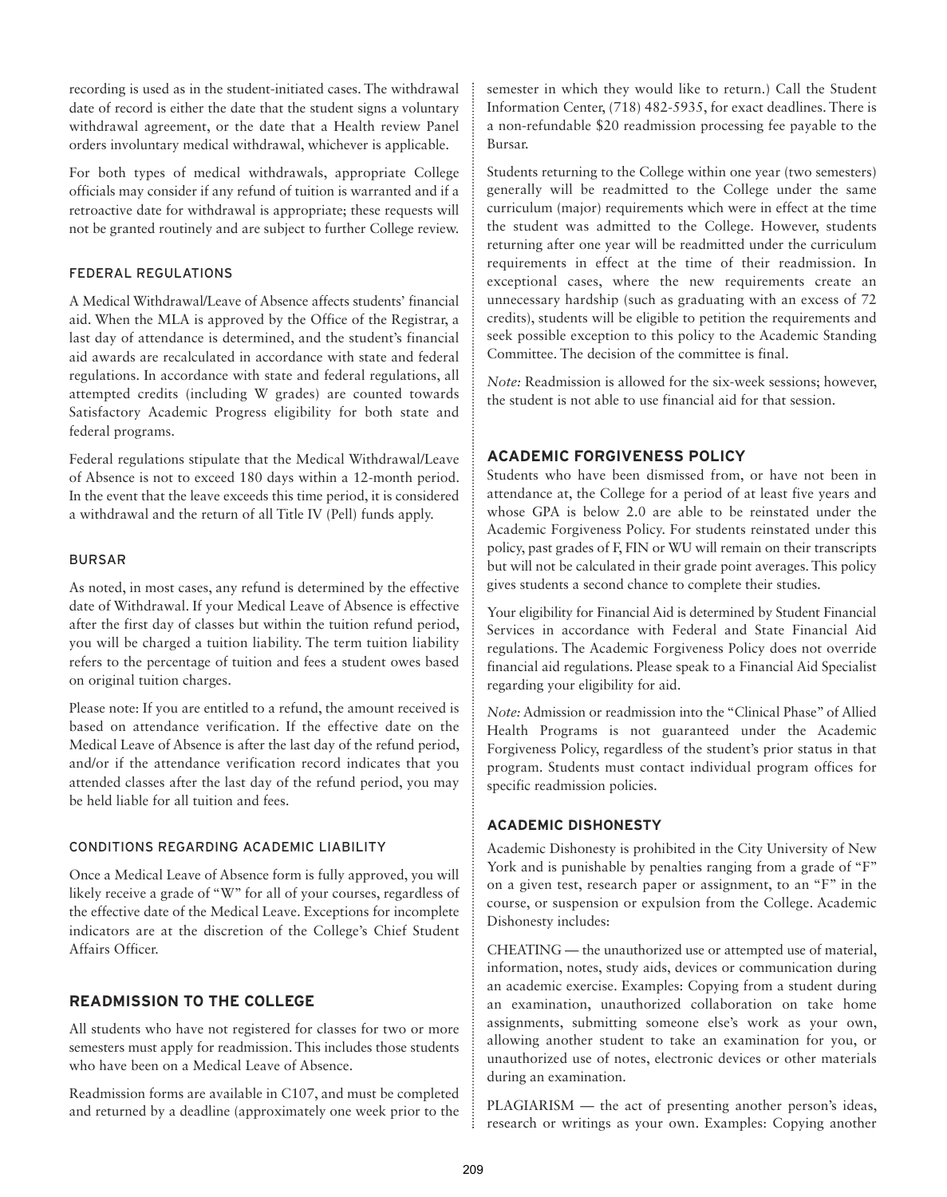recording is used as in the student-initiated cases. The withdrawal date of record is either the date that the student signs a voluntary withdrawal agreement, or the date that a Health review Panel orders involuntary medical withdrawal, whichever is applicable.

For both types of medical withdrawals, appropriate College officials may consider if any refund of tuition is warranted and if a retroactive date for withdrawal is appropriate; these requests will not be granted routinely and are subject to further College review.

### FEDERAL REGULATIONS

A Medical Withdrawal/Leave of Absence affects students' financial aid. When the MLA is approved by the Office of the Registrar, a last day of attendance is determined, and the student's financial aid awards are recalculated in accordance with state and federal regulations. In accordance with state and federal regulations, all attempted credits (including W grades) are counted towards Satisfactory Academic Progress eligibility for both state and federal programs.

Federal regulations stipulate that the Medical Withdrawal/Leave of Absence is not to exceed 180 days within a 12-month period. In the event that the leave exceeds this time period, it is considered a withdrawal and the return of all Title IV (Pell) funds apply.

### BURSAR

As noted, in most cases, any refund is determined by the effective date of Withdrawal. If your Medical Leave of Absence is effective after the first day of classes but within the tuition refund period, you will be charged a tuition liability. The term tuition liability refers to the percentage of tuition and fees a student owes based on original tuition charges.

Please note: If you are entitled to a refund, the amount received is based on attendance verification. If the effective date on the Medical Leave of Absence is after the last day of the refund period, and/or if the attendance verification record indicates that you attended classes after the last day of the refund period, you may be held liable for all tuition and fees.

### CONDITIONS REGARDING ACADEMIC LIABILITY

Once a Medical Leave of Absence form is fully approved, you will likely receive a grade of "W" for all of your courses, regardless of the effective date of the Medical Leave. Exceptions for incomplete indicators are at the discretion of the College's Chief Student Affairs Officer.

## READMISSION TO THE COLLEGE

All students who have not registered for classes for two or more semesters must apply for readmission. This includes those students who have been on a Medical Leave of Absence.

Readmission forms are available in C107, and must be completed and returned by a deadline (approximately one week prior to the semester in which they would like to return.) Call the Student Information Center, (718) 482-5935, for exact deadlines. There is a non-refundable $20 readmission processing fee payable to the Bursar.

Students returning to the College within one year (two semesters) generally will be readmitted to the College under the same curriculum (major) requirements which were in effect at the time the student was admitted to the College. However, students returning after one year will be readmitted under the curriculum requirements in effect at the time of their readmission. In exceptional cases, where the new requirements create an unnecessary hardship (such as graduating with an excess of 72 credits), students will be eligible to petition the requirements and seek possible exception to this policy to the Academic Standing Committee. The decision of the committee is final.

*Note:* Readmission is allowed for the six-week sessions; however, the student is not able to use financial aid for that session.

## ACADEMIC FORGIVENESS POLICY

Students who have been dismissed from, or have not been in attendance at, the College for a period of at least five years and whose GPA is below 2.0 are able to be reinstated under the Academic Forgiveness Policy. For students reinstated under this policy, past grades of F, FIN or WU will remain on their transcripts but will not be calculated in their grade point averages. This policy gives students a second chance to complete their studies.

Your eligibility for Financial Aid is determined by Student Financial Services in accordance with Federal and State Financial Aid regulations. The Academic Forgiveness Policy does not override financial aid regulations. Please speak to a Financial Aid Specialist regarding your eligibility for aid.

*Note:* Admission or readmission into the "Clinical Phase" of Allied Health Programs is not guaranteed under the Academic Forgiveness Policy, regardless of the student's prior status in that program. Students must contact individual program offices for specific readmission policies.

## ACADEMIC DISHONESTY

Academic Dishonesty is prohibited in the City University of New York and is punishable by penalties ranging from a grade of "F" on a given test, research paper or assignment, to an "F" in the course, or suspension or expulsion from the College. Academic Dishonesty includes:

CHEATING — the unauthorized use or attempted use of material, information, notes, study aids, devices or communication during an academic exercise. Examples: Copying from a student during an examination, unauthorized collaboration on take home assignments, submitting someone else's work as your own, allowing another student to take an examination for you, or unauthorized use of notes, electronic devices or other materials during an examination.

PLAGIARISM — the act of presenting another person's ideas, research or writings as your own. Examples: Copying another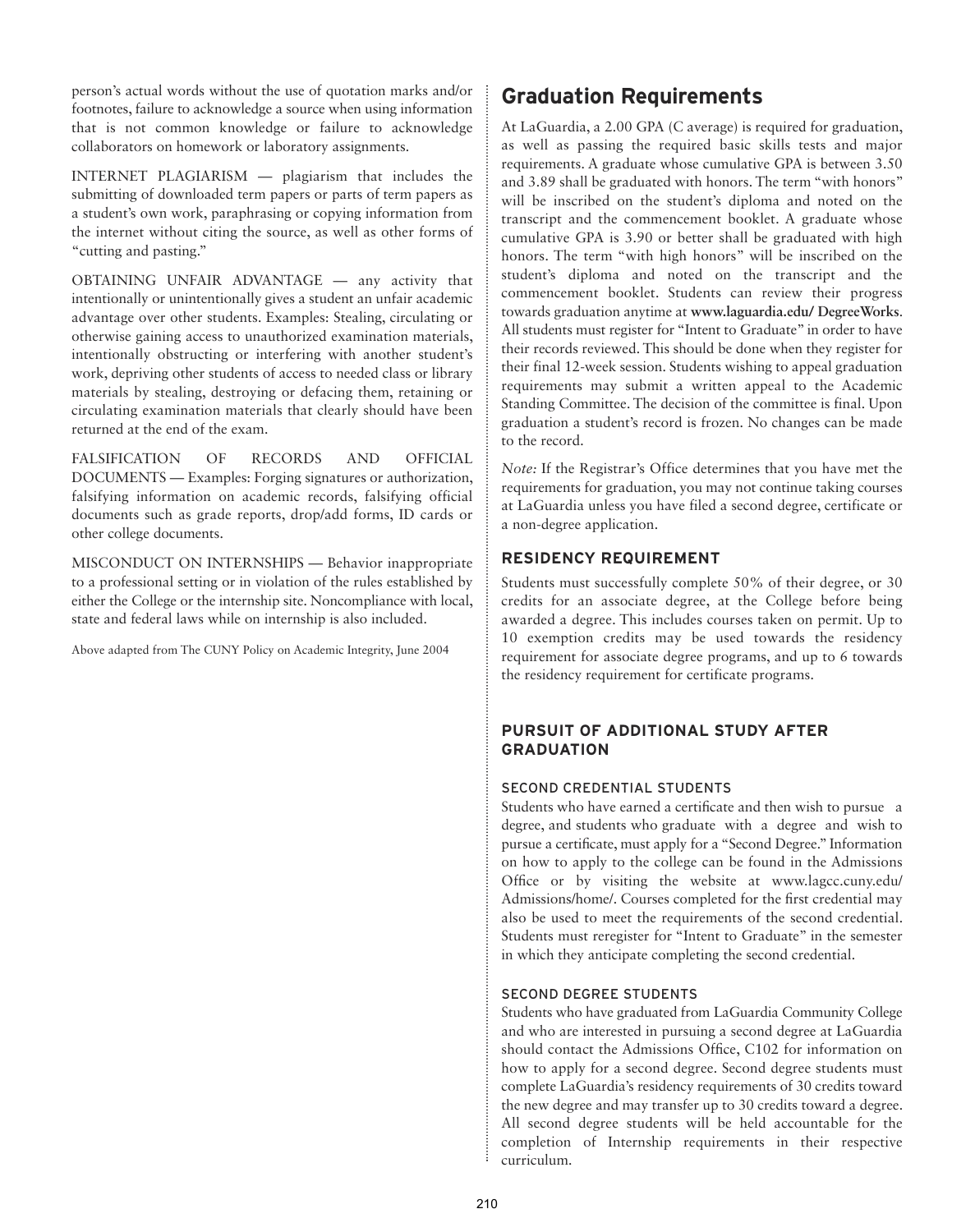person's actual words without the use of quotation marks and/or footnotes, failure to acknowledge a source when using information that is not common knowledge or failure to acknowledge collaborators on homework or laboratory assignments.

INTERNET PLAGIARISM — plagiarism that includes the submitting of downloaded term papers or parts of term papers as a student's own work, paraphrasing or copying information from the internet without citing the source, as well as other forms of "cutting and pasting."

OBTAINING UNFAIR ADVANTAGE — any activity that intentionally or unintentionally gives a student an unfair academic advantage over other students. Examples: Stealing, circulating or otherwise gaining access to unauthorized examination materials, intentionally obstructing or interfering with another student's work, depriving other students of access to needed class or library materials by stealing, destroying or defacing them, retaining or circulating examination materials that clearly should have been returned at the end of the exam.

FALSIFICATION OF RECORDS AND OFFICIAL DOCUMENTS — Examples: Forging signatures or authorization, falsifying information on academic records, falsifying official documents such as grade reports, drop/add forms, ID cards or other college documents.

MISCONDUCT ON INTERNSHIPS — Behavior inappropriate to a professional setting or in violation of the rules established by either the College or the internship site. Noncompliance with local, state and federal laws while on internship is also included.

Above adapted from The CUNY Policy on Academic Integrity, June 2004

## Graduation Requirements

At LaGuardia, a 2.00 GPA (C average) is required for graduation, as well as passing the required basic skills tests and major requirements. A graduate whose cumulative GPA is between 3.50 and 3.89 shall be graduated with honors. The term "with honors" will be inscribed on the student's diploma and noted on the transcript and the commencement booklet. A graduate whose cumulative GPA is 3.90 or better shall be graduated with high honors. The term "with high honors" will be inscribed on the student's diploma and noted on the transcript and the commencement booklet. Students can review their progress towards graduation anytime at **www.laguardia.edu/ DegreeWorks**. All students must register for "Intent to Graduate" in order to have their records reviewed. This should be done when they register for their final 12-week session. Students wishing to appeal graduation requirements may submit a written appeal to the Academic Standing Committee. The decision of the committee is final. Upon graduation a student's record is frozen. No changes can be made to the record.

*Note:* If the Registrar's Office determines that you have met the requirements for graduation, you may not continue taking courses at LaGuardia unless you have filed a second degree, certificate or a non-degree application.

### RESIDENCY REQUIREMENT

Students must successfully complete 50% of their degree, or 30 credits for an associate degree, at the College before being awarded a degree. This includes courses taken on permit. Up to 10 exemption credits may be used towards the residency requirement for associate degree programs, and up to 6 towards the residency requirement for certificate programs.

### PURSUIT OF ADDITIONAL STUDY AFTER GRADUATION

#### SECOND CREDENTIAL STUDENTS

Students who have earned a certificate and then wish to pursue a degree, and students who graduate with a degree and wish to pursue a certificate, must apply for a "Second Degree." Information on how to apply to the college can be found in the Admissions Office or by visiting the website at www.lagcc.cuny.edu/ Admissions/home/. Courses completed for the first credential may also be used to meet the requirements of the second credential. Students must reregister for "Intent to Graduate" in the semester in which they anticipate completing the second credential.

#### SECOND DEGREE STUDENTS

Students who have graduated from LaGuardia Community College and who are interested in pursuing a second degree at LaGuardia should contact the Admissions Office, C102 for information on how to apply for a second degree. Second degree students must complete LaGuardia's residency requirements of 30 credits toward the new degree and may transfer up to 30 credits toward a degree. All second degree students will be held accountable for the completion of Internship requirements in their respective curriculum.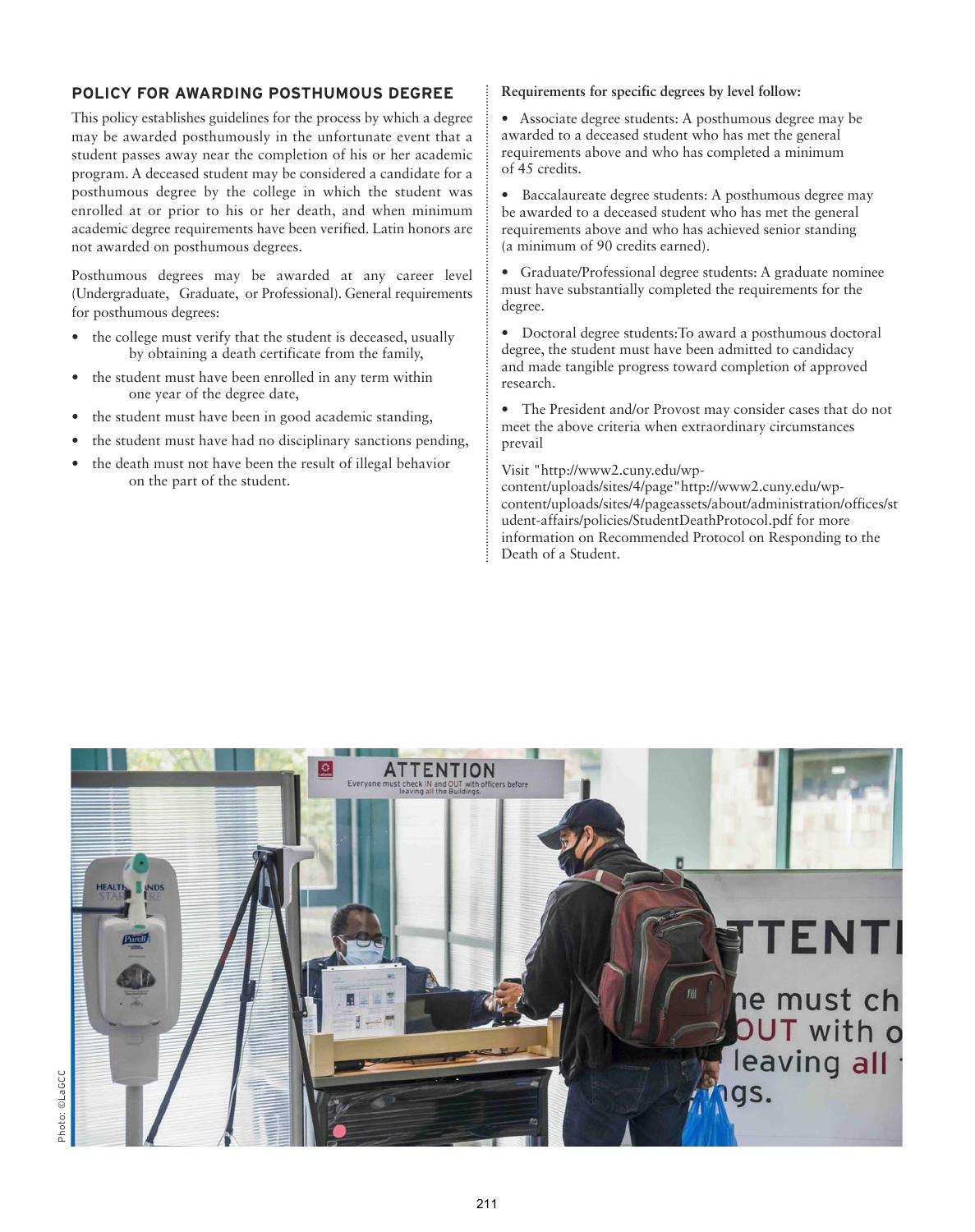## POLICY FOR AWARDING POSTHUMOUS DEGREE

This policy establishes guidelines for the process by which a degree may be awarded posthumously in the unfortunate event that a student passes away near the completion of his or her academic program. A deceased student may be considered a candidate for a posthumous degree by the college in which the student was enrolled at or prior to his or her death, and when minimum academic degree requirements have been verified. Latin honors are not awarded on posthumous degrees.

Posthumous degrees may be awarded at any career level (Undergraduate, Graduate, or Professional). General requirements for posthumous degrees:

- the college must verify that the student is deceased, usually by obtaining a death certificate from the family,
- the student must have been enrolled in any term within one year of the degree date,
- the student must have been in good academic standing,
- the student must have had no disciplinary sanctions pending,
- the death must not have been the result of illegal behavior on the part of the student.

**Requirements for specific degrees by level follow:**

- Associate degree students: A posthumous degree may be awarded to a deceased student who has met the general requirements above and who has completed a minimum of 45 credits.
- Baccalaureate degree students: A posthumous degree may be awarded to a deceased student who has met the general requirements above and who has achieved senior standing (a minimum of 90 credits earned).
- Graduate/Professional degree students: A graduate nominee must have substantially completed the requirements for the degree.
- Doctoral degree students:To award a posthumous doctoral degree, the student must have been admitted to candidacy and made tangible progress toward completion of approved research.
- The President and/or Provost may consider cases that do not meet the above criteria when extraordinary circumstances prevail

Visit "http://www2.cuny.edu/wp-content/uploads/sites/4/page"http://www2.cuny.edu/wp-content/uploads/sites/4/pageassets/about/administration/offices/student-affairs/policies/StudentDeathProtocol.pdf for more information on Recommended Protocol on Responding to the Death of a Student.

Photo: ©LaGCC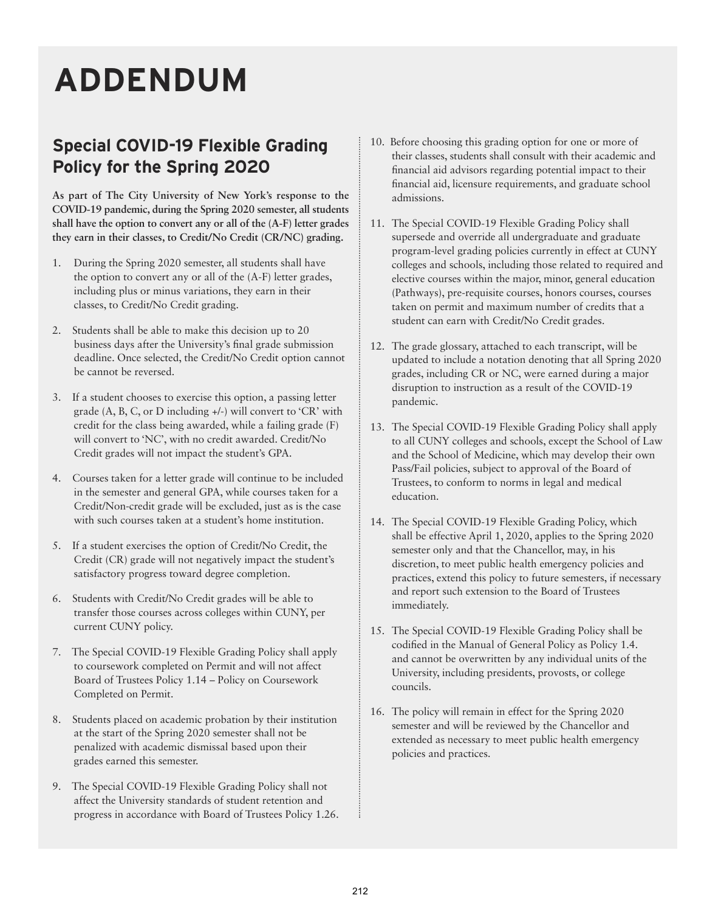# ADDENDUM

## Special COVID-19 Flexible Grading Policy for the Spring 2020

**As part of The City University of New York's response to the COVID-19 pandemic, during the Spring 2020 semester, all students shall have the option to convert any or all of the (A-F) letter grades they earn in their classes, to Credit/No Credit (CR/NC) grading.**

1. During the Spring 2020 semester, all students shall have the option to convert any or all of the (A-F) letter grades, including plus or minus variations, they earn in their classes, to Credit/No Credit grading.
2. Students shall be able to make this decision up to 20 business days after the University's final grade submission deadline. Once selected, the Credit/No Credit option cannot be cannot be reversed.
3. If a student chooses to exercise this option, a passing letter grade (A, B, C, or D including +/-) will convert to 'CR' with credit for the class being awarded, while a failing grade (F) will convert to 'NC', with no credit awarded. Credit/No Credit grades will not impact the student's GPA.
4. Courses taken for a letter grade will continue to be included in the semester and general GPA, while courses taken for a Credit/Non-credit grade will be excluded, just as is the case with such courses taken at a student's home institution.
5. If a student exercises the option of Credit/No Credit, the Credit (CR) grade will not negatively impact the student's satisfactory progress toward degree completion.
6. Students with Credit/No Credit grades will be able to transfer those courses across colleges within CUNY, per current CUNY policy.
7. The Special COVID-19 Flexible Grading Policy shall apply to coursework completed on Permit and will not affect Board of Trustees Policy 1.14 – Policy on Coursework Completed on Permit.
8. Students placed on academic probation by their institution at the start of the Spring 2020 semester shall not be penalized with academic dismissal based upon their grades earned this semester.
9. The Special COVID-19 Flexible Grading Policy shall not affect the University standards of student retention and progress in accordance with Board of Trustees Policy 1.26.
10. Before choosing this grading option for one or more of their classes, students shall consult with their academic and financial aid advisors regarding potential impact to their financial aid, licensure requirements, and graduate school admissions.
11. The Special COVID-19 Flexible Grading Policy shall supersede and override all undergraduate and graduate program-level grading policies currently in effect at CUNY colleges and schools, including those related to required and elective courses within the major, minor, general education (Pathways), pre-requisite courses, honors courses, courses taken on permit and maximum number of credits that a student can earn with Credit/No Credit grades.
12. The grade glossary, attached to each transcript, will be updated to include a notation denoting that all Spring 2020 grades, including CR or NC, were earned during a major disruption to instruction as a result of the COVID-19 pandemic.
13. The Special COVID-19 Flexible Grading Policy shall apply to all CUNY colleges and schools, except the School of Law and the School of Medicine, which may develop their own Pass/Fail policies, subject to approval of the Board of Trustees, to conform to norms in legal and medical education.
14. The Special COVID-19 Flexible Grading Policy, which shall be effective April 1, 2020, applies to the Spring 2020 semester only and that the Chancellor, may, in his discretion, to meet public health emergency policies and practices, extend this policy to future semesters, if necessary and report such extension to the Board of Trustees immediately.
15. The Special COVID-19 Flexible Grading Policy shall be codified in the Manual of General Policy as Policy 1.4. and cannot be overwritten by any individual units of the University, including presidents, provosts, or college councils.
16. The policy will remain in effect for the Spring 2020 semester and will be reviewed by the Chancellor and extended as necessary to meet public health emergency policies and practices.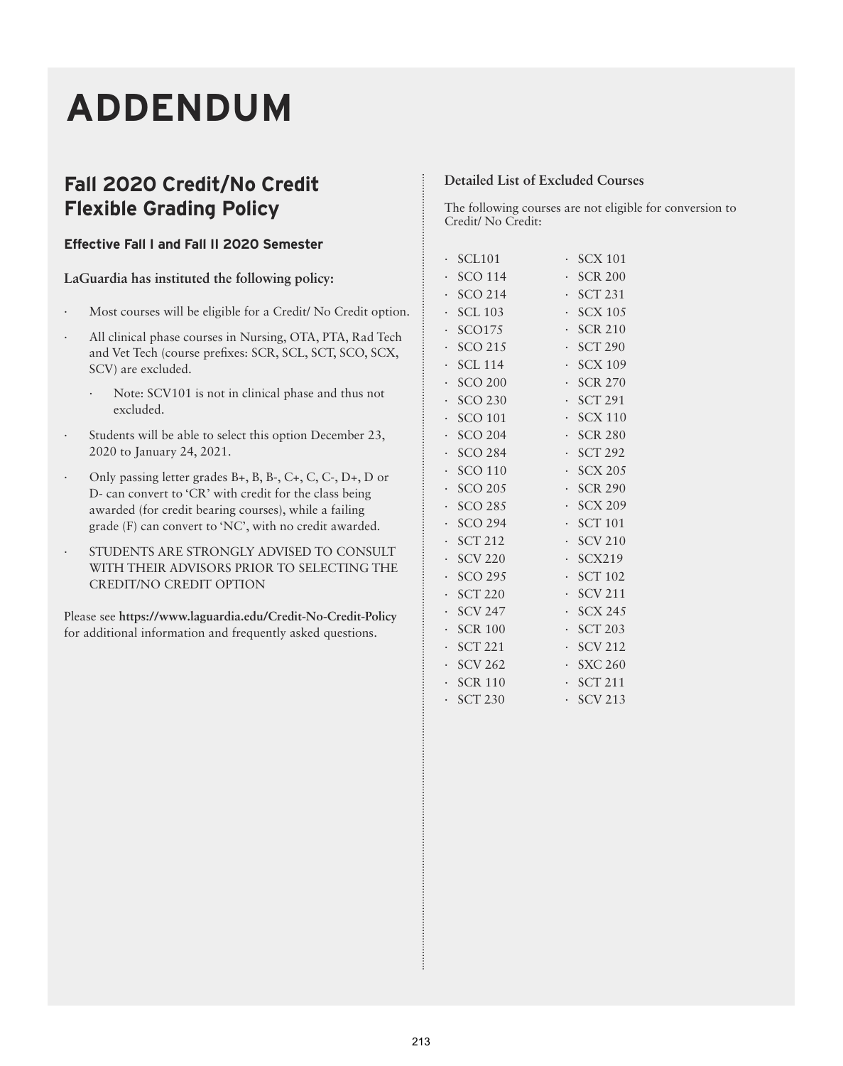# ADDENDUM

## Fall 2020 Credit/No Credit Flexible Grading Policy

### Effective Fall I and Fall II 2020 Semester

**LaGuardia has instituted the following policy:**

- Most courses will be eligible for a Credit/ No Credit option.
- All clinical phase courses in Nursing, OTA, PTA, Rad Tech and Vet Tech (course prefixes: SCR, SCL, SCT, SCO, SCX, SCV) are excluded.
  - Note: SCV101 is not in clinical phase and thus not excluded.
- Students will be able to select this option December 23, 2020 to January 24, 2021.
- Only passing letter grades B+, B, B-, C+, C, C-, D+, D or D- can convert to 'CR' with credit for the class being awarded (for credit bearing courses), while a failing grade (F) can convert to 'NC', with no credit awarded.
- STUDENTS ARE STRONGLY ADVISED TO CONSULT WITH THEIR ADVISORS PRIOR TO SELECTING THE CREDIT/NO CREDIT OPTION

Please see **https://www.laguardia.edu/Credit-No-Credit-Policy** for additional information and frequently asked questions.

**Detailed List of Excluded Courses**

The following courses are not eligible for conversion to Credit/ No Credit:

- SCL101
- SCO 114
- SCO 214
- SCL 103
- SCO175
- SCO 215
- SCL 114
- SCO 200
- SCO 230
- SCO 101
- SCO 204
- SCO 284
- SCO 110
- SCO 205
- SCO 285
- SCO 294
- SCT 212
- SCV 220
- SCO 295
- SCT 220
- SCV 247
- SCR 100
- SCT 221
- SCV 262
- SCR 110
- SCT 230
- SCX 101
- SCR 200
- SCT 231
- SCX 105
- SCR 210
- SCT 290
- SCX 109
- SCR 270
- SCT 291
- SCX 110
- SCR 280
- SCT 292
- SCX 205
- SCR 290
- SCX 209
- SCT 101
- SCV 210
- SCX219
- SCT 102
- SCV 211
- SCX 245
- SCT 203
- SCV 212
- SXC 260
- SCT 211
- SCV 213